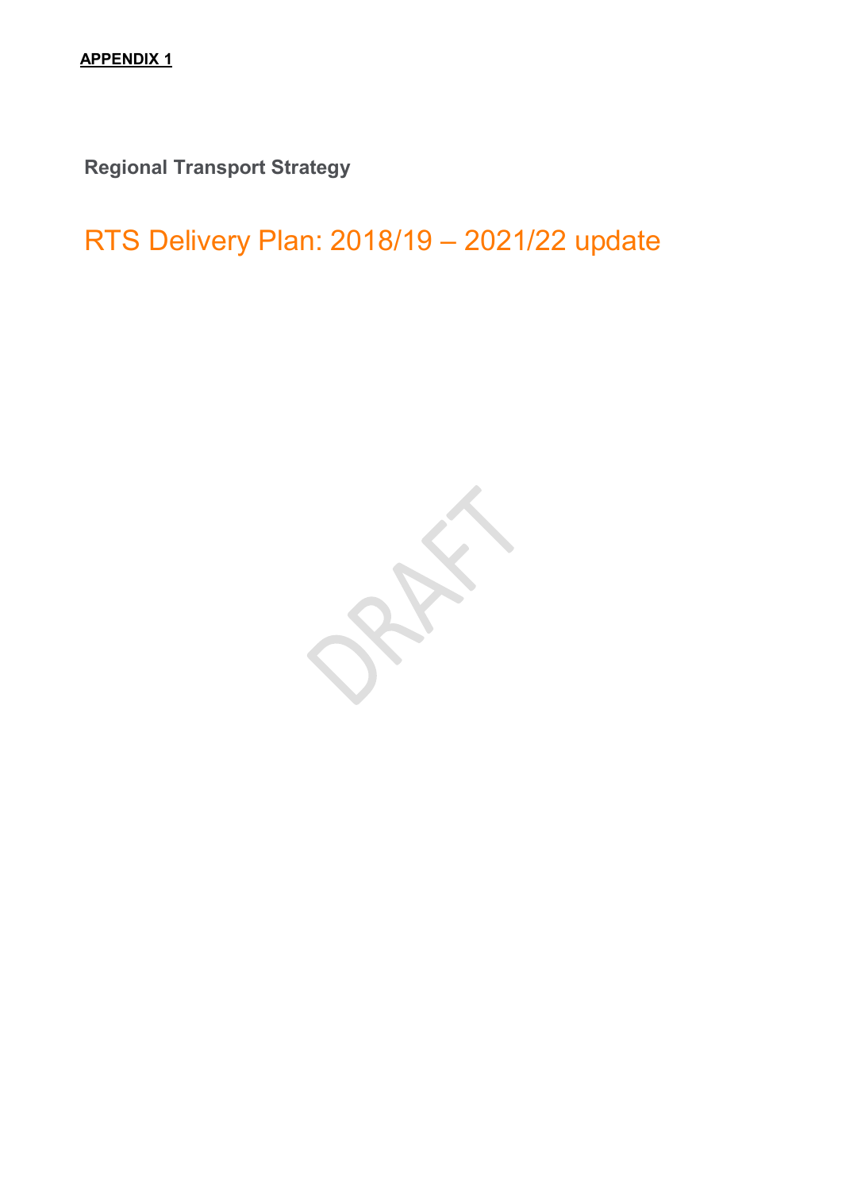**APPENDIX 1**

**Regional Transport Strategy**

# RTS Delivery Plan: 2018/19 – 2021/22 update

DRAFT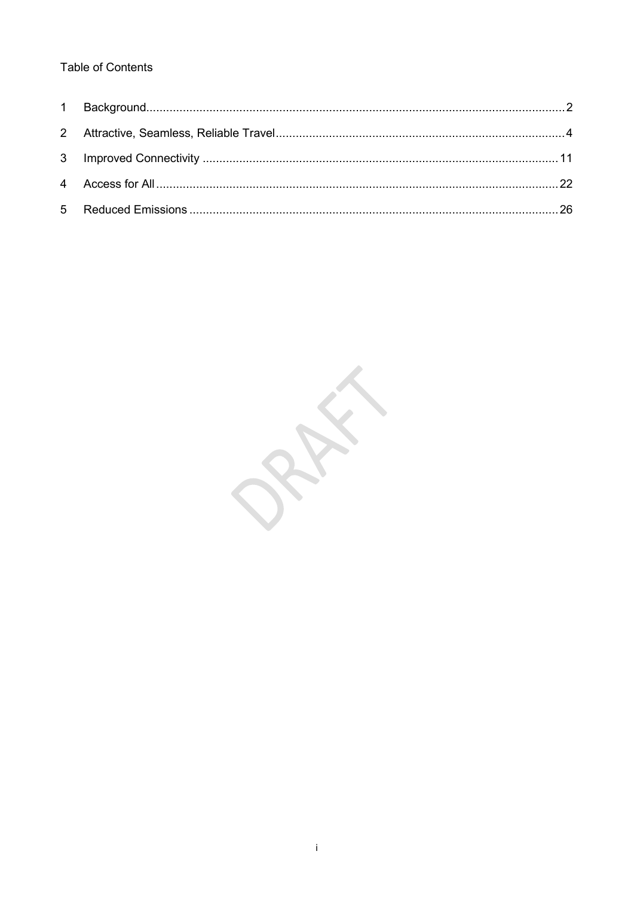Table of Contents

| | | |
|---|---|---|
| 1 | Background | 2 |
| 2 | Attractive, Seamless, Reliable Travel | 4 |
| 3 | Improved Connectivity | 11 |
| 4 | Access for All | 22 |
| 5 | Reduced Emissions | 26 |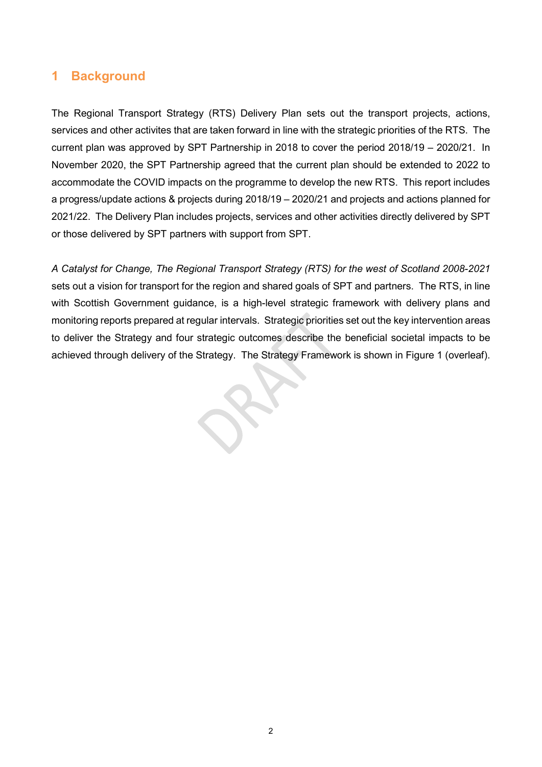# 1 Background

The Regional Transport Strategy (RTS) Delivery Plan sets out the transport projects, actions, services and other activites that are taken forward in line with the strategic priorities of the RTS. The current plan was approved by SPT Partnership in 2018 to cover the period 2018/19 – 2020/21. In November 2020, the SPT Partnership agreed that the current plan should be extended to 2022 to accommodate the COVID impacts on the programme to develop the new RTS. This report includes a progress/update actions & projects during 2018/19 – 2020/21 and projects and actions planned for 2021/22. The Delivery Plan includes projects, services and other activities directly delivered by SPT or those delivered by SPT partners with support from SPT.

*A Catalyst for Change, The Regional Transport Strategy (RTS) for the west of Scotland 2008-2021* sets out a vision for transport for the region and shared goals of SPT and partners. The RTS, in line with Scottish Government guidance, is a high-level strategic framework with delivery plans and monitoring reports prepared at regular intervals. Strategic priorities set out the key intervention areas to deliver the Strategy and four strategic outcomes describe the beneficial societal impacts to be achieved through delivery of the Strategy. The Strategy Framework is shown in Figure 1 (overleaf).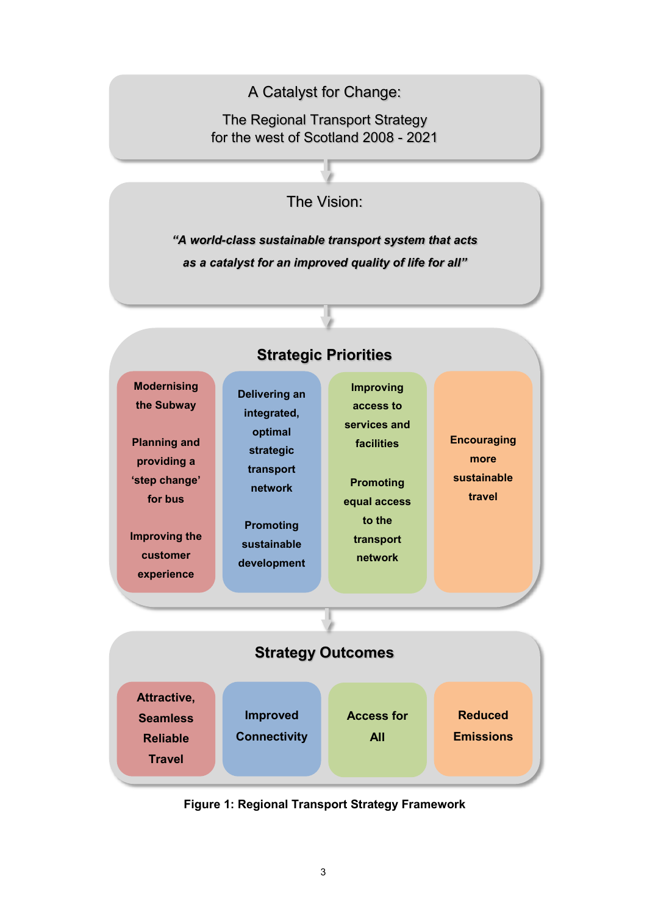**A Catalyst for Change:**

The Regional Transport Strategy for the west of Scotland 2008 - 2021

**The Vision:**

*"A world-class sustainable transport system that acts as a catalyst for an improved quality of life for all"*

**Strategic Priorities**

- **Modernising the Subway**
- **Planning and providing a 'step change' for bus**
- **Improving the customer experience**
- **Delivering an integrated, optimal strategic transport network**
- **Promoting sustainable development**
- **Improving access to services and facilities**
- **Promoting equal access to the transport network**
- **Encouraging more sustainable travel**

**Strategy Outcomes**

- **Attractive, Seamless Reliable Travel**
- **Improved Connectivity**
- **Access for All**
- **Reduced Emissions**

**Figure 1: Regional Transport Strategy Framework**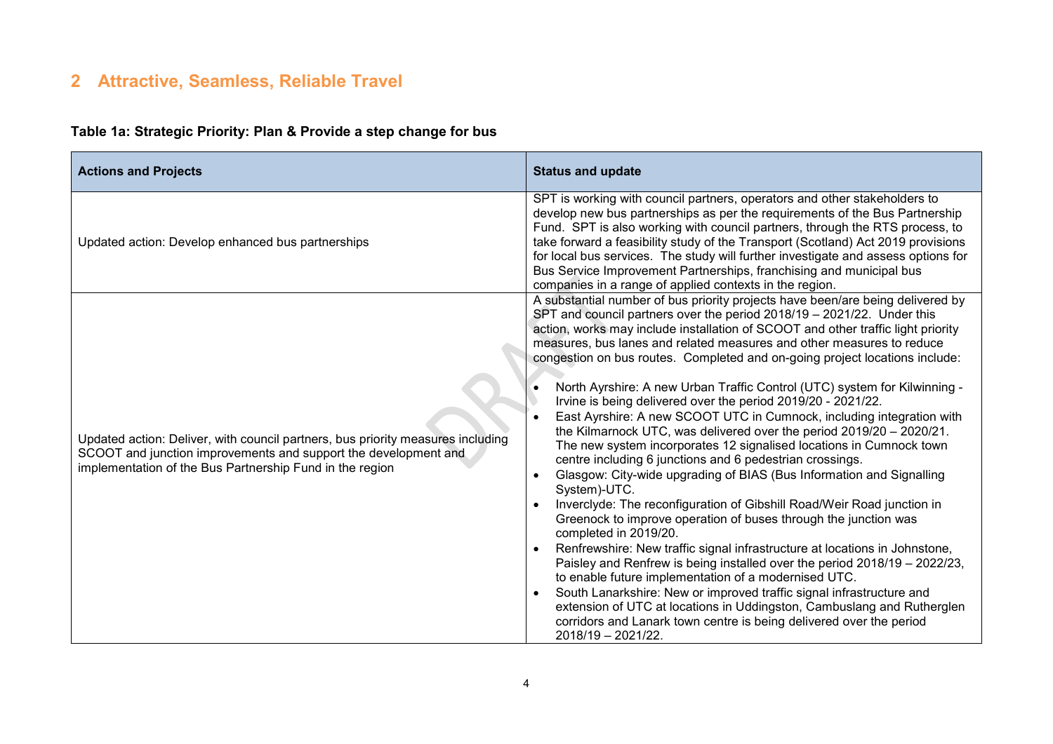# 2 Attractive, Seamless, Reliable Travel

**Table 1a: Strategic Priority: Plan & Provide a step change for bus**

| Actions and Projects | Status and update |
|---|---|
| Updated action: Develop enhanced bus partnerships | SPT is working with council partners, operators and other stakeholders to develop new bus partnerships as per the requirements of the Bus Partnership Fund. SPT is also working with council partners, through the RTS process, to take forward a feasibility study of the Transport (Scotland) Act 2019 provisions for local bus services. The study will further investigate and assess options for Bus Service Improvement Partnerships, franchising and municipal bus companies in a range of applied contexts in the region. |
| Updated action: Deliver, with council partners, bus priority measures including SCOOT and junction improvements and support the development and implementation of the Bus Partnership Fund in the region | A substantial number of bus priority projects have been/are being delivered by SPT and council partners over the period 2018/19 – 2021/22. Under this action, works may include installation of SCOOT and other traffic light priority measures, bus lanes and related measures and other measures to reduce congestion on bus routes. Completed and on-going project locations include: <br>• North Ayrshire: A new Urban Traffic Control (UTC) system for Kilwinning - Irvine is being delivered over the period 2019/20 - 2021/22. <br>• East Ayrshire: A new SCOOT UTC in Cumnock, including integration with the Kilmarnock UTC, was delivered over the period 2019/20 – 2020/21. The new system incorporates 12 signalised locations in Cumnock town centre including 6 junctions and 6 pedestrian crossings. <br>• Glasgow: City-wide upgrading of BIAS (Bus Information and Signalling System)-UTC. <br>• Inverclyde: The reconfiguration of Gibshill Road/Weir Road junction in Greenock to improve operation of buses through the junction was completed in 2019/20. <br>• Renfrewshire: New traffic signal infrastructure at locations in Johnstone, Paisley and Renfrew is being installed over the period 2018/19 – 2022/23, to enable future implementation of a modernised UTC. <br>• South Lanarkshire: New or improved traffic signal infrastructure and extension of UTC at locations in Uddingston, Cambuslang and Rutherglen corridors and Lanark town centre is being delivered over the period 2018/19 – 2021/22. |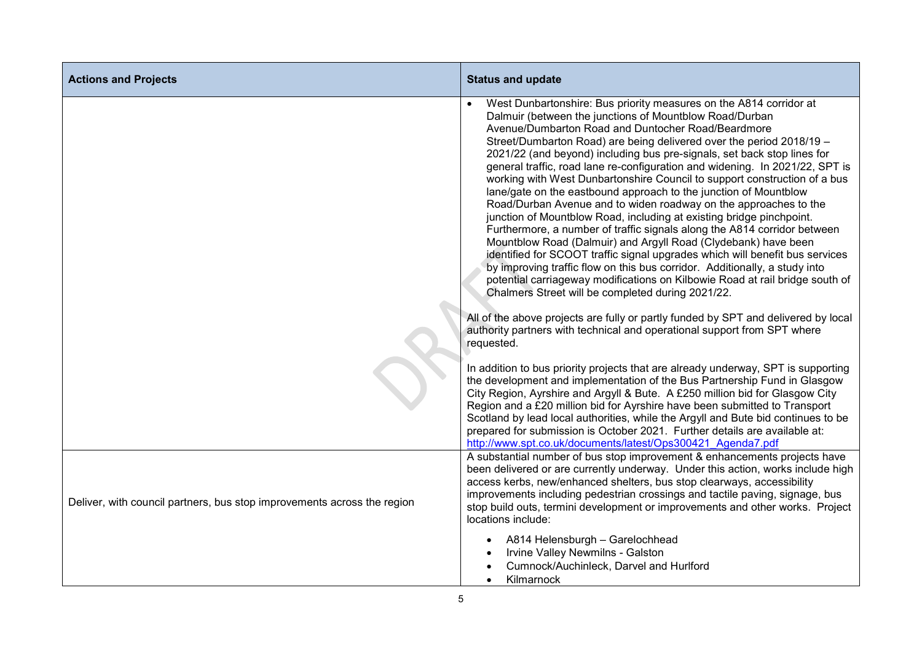| Actions and Projects | Status and update |
| --- | --- |
|  | • West Dunbartonshire: Bus priority measures on the A814 corridor at Dalmuir (between the junctions of Mountblow Road/Durban Avenue/Dumbarton Road and Duntocher Road/Beardmore Street/Dumbarton Road) are being delivered over the period 2018/19 – 2021/22 (and beyond) including bus pre-signals, set back stop lines for general traffic, road lane re-configuration and widening. In 2021/22, SPT is working with West Dunbartonshire Council to support construction of a bus lane/gate on the eastbound approach to the junction of Mountblow Road/Durban Avenue and to widen roadway on the approaches to the junction of Mountblow Road, including at existing bridge pinchpoint. Furthermore, a number of traffic signals along the A814 corridor between Mountblow Road (Dalmuir) and Argyll Road (Clydebank) have been identified for SCOOT traffic signal upgrades which will benefit bus services by improving traffic flow on this bus corridor. Additionally, a study into potential carriageway modifications on Kilbowie Road at rail bridge south of Chalmers Street will be completed during 2021/22.<br><br>All of the above projects are fully or partly funded by SPT and delivered by local authority partners with technical and operational support from SPT where requested.<br><br>In addition to bus priority projects that are already underway, SPT is supporting the development and implementation of the Bus Partnership Fund in Glasgow City Region, Ayrshire and Argyll & Bute. A £250 million bid for Glasgow City Region and a £20 million bid for Ayrshire have been submitted to Transport Scotland by lead local authorities, while the Argyll and Bute bid continues to be prepared for submission is October 2021. Further details are available at: [http://www.spt.co.uk/documents/latest/Ops300421_Agenda7.pdf](http://www.spt.co.uk/documents/latest/Ops300421_Agenda7.pdf) |
| Deliver, with council partners, bus stop improvements across the region | A substantial number of bus stop improvement & enhancements projects have been delivered or are currently underway. Under this action, works include high access kerbs, new/enhanced shelters, bus stop clearways, accessibility improvements including pedestrian crossings and tactile paving, signage, bus stop build outs, termini development or improvements and other works. Project locations include:<br><br>• A814 Helensburgh – Garelochhead<br>• Irvine Valley Newmilns - Galston<br>• Cumnock/Auchinleck, Darvel and Hurlford<br>• Kilmarnock |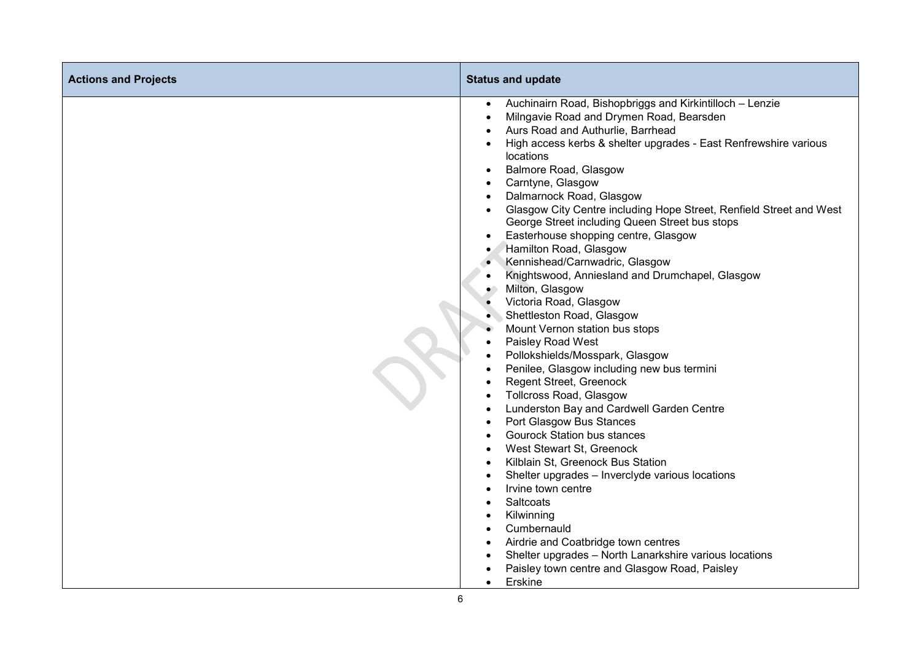| Actions and Projects | Status and update |
| --- | --- |
| | • Auchinairn Road, Bishopbriggs and Kirkintilloch – Lenzie<br>• Milngavie Road and Drymen Road, Bearsden<br>• Aurs Road and Authurlie, Barrhead<br>• High access kerbs & shelter upgrades - East Renfrewshire various locations<br>• Balmore Road, Glasgow<br>• Carntyne, Glasgow<br>• Dalmarnock Road, Glasgow<br>• Glasgow City Centre including Hope Street, Renfield Street and West George Street including Queen Street bus stops<br>• Easterhouse shopping centre, Glasgow<br>• Hamilton Road, Glasgow<br>• Kennishead/Carnwadric, Glasgow<br>• Knightswood, Anniesland and Drumchapel, Glasgow<br>• Milton, Glasgow<br>• Victoria Road, Glasgow<br>• Shettleston Road, Glasgow<br>• Mount Vernon station bus stops<br>• Paisley Road West<br>• Pollokshields/Mosspark, Glasgow<br>• Penilee, Glasgow including new bus termini<br>• Regent Street, Greenock<br>• Tollcross Road, Glasgow<br>• Lunderston Bay and Cardwell Garden Centre<br>• Port Glasgow Bus Stances<br>• Gourock Station bus stances<br>• West Stewart St, Greenock<br>• Kilblain St, Greenock Bus Station<br>• Shelter upgrades – Inverclyde various locations<br>• Irvine town centre<br>• Saltcoats<br>• Kilwinning<br>• Cumbernauld<br>• Airdrie and Coatbridge town centres<br>• Shelter upgrades – North Lanarkshire various locations<br>• Paisley town centre and Glasgow Road, Paisley<br>• Erskine |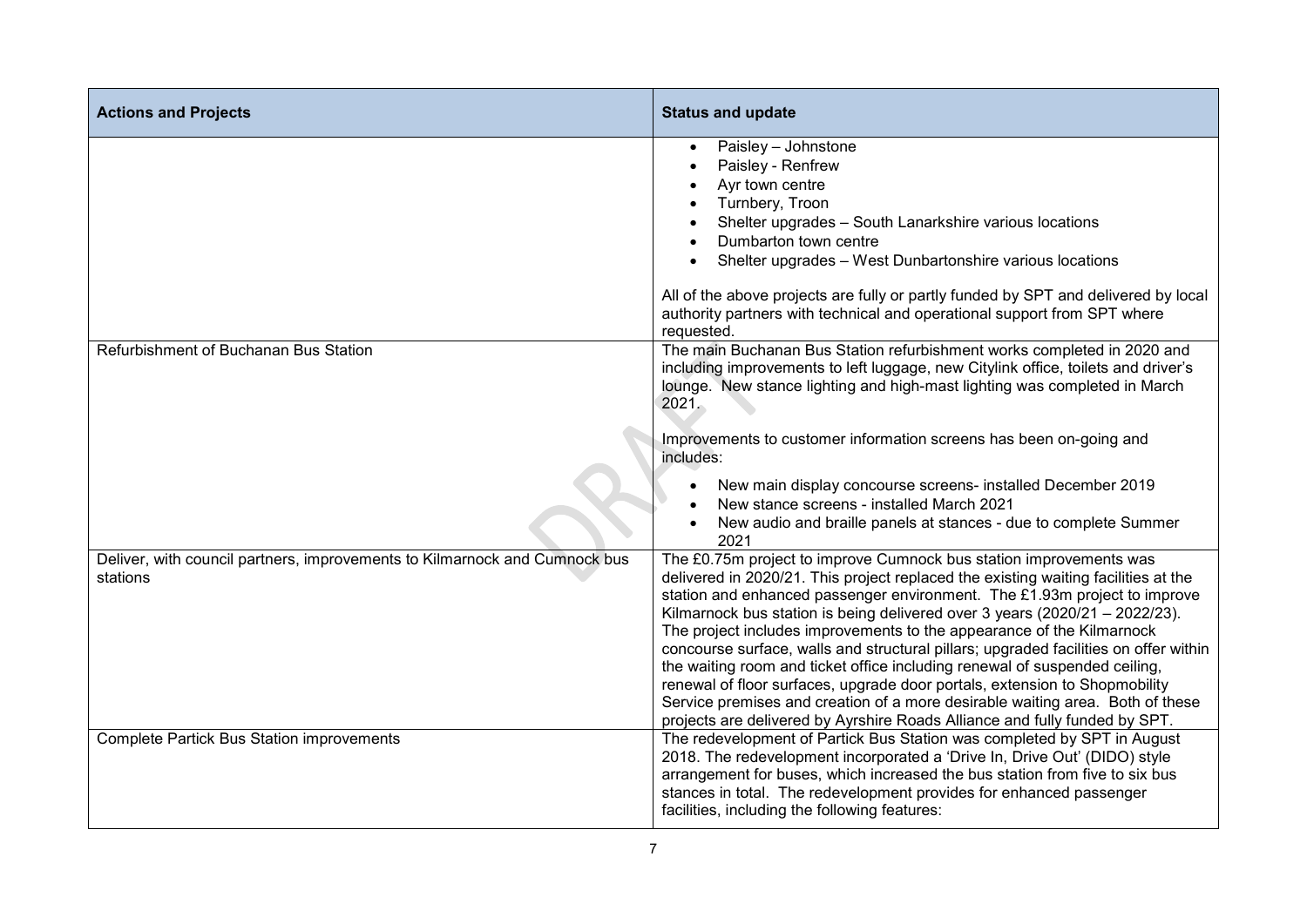| Actions and Projects | Status and update |
| --- | --- |
| | • Paisley – Johnstone<br>• Paisley - Renfrew<br>• Ayr town centre<br>• Turnbery, Troon<br>• Shelter upgrades – South Lanarkshire various locations<br>• Dumbarton town centre<br>• Shelter upgrades – West Dunbartonshire various locations<br><br>All of the above projects are fully or partly funded by SPT and delivered by local authority partners with technical and operational support from SPT where requested. |
| Refurbishment of Buchanan Bus Station | The main Buchanan Bus Station refurbishment works completed in 2020 and including improvements to left luggage, new Citylink office, toilets and driver's lounge. New stance lighting and high-mast lighting was completed in March 2021.<br><br>Improvements to customer information screens has been on-going and includes:<br><br>• New main display concourse screens- installed December 2019<br>• New stance screens - installed March 2021<br>• New audio and braille panels at stances - due to complete Summer 2021 |
| Deliver, with council partners, improvements to Kilmarnock and Cumnock bus stations | The £0.75m project to improve Cumnock bus station improvements was delivered in 2020/21. This project replaced the existing waiting facilities at the station and enhanced passenger environment. The £1.93m project to improve Kilmarnock bus station is being delivered over 3 years (2020/21 – 2022/23). The project includes improvements to the appearance of the Kilmarnock concourse surface, walls and structural pillars; upgraded facilities on offer within the waiting room and ticket office including renewal of suspended ceiling, renewal of floor surfaces, upgrade door portals, extension to Shopmobility Service premises and creation of a more desirable waiting area. Both of these projects are delivered by Ayrshire Roads Alliance and fully funded by SPT. |
| Complete Partick Bus Station improvements | The redevelopment of Partick Bus Station was completed by SPT in August 2018. The redevelopment incorporated a 'Drive In, Drive Out' (DIDO) style arrangement for buses, which increased the bus station from five to six bus stances in total. The redevelopment provides for enhanced passenger facilities, including the following features: |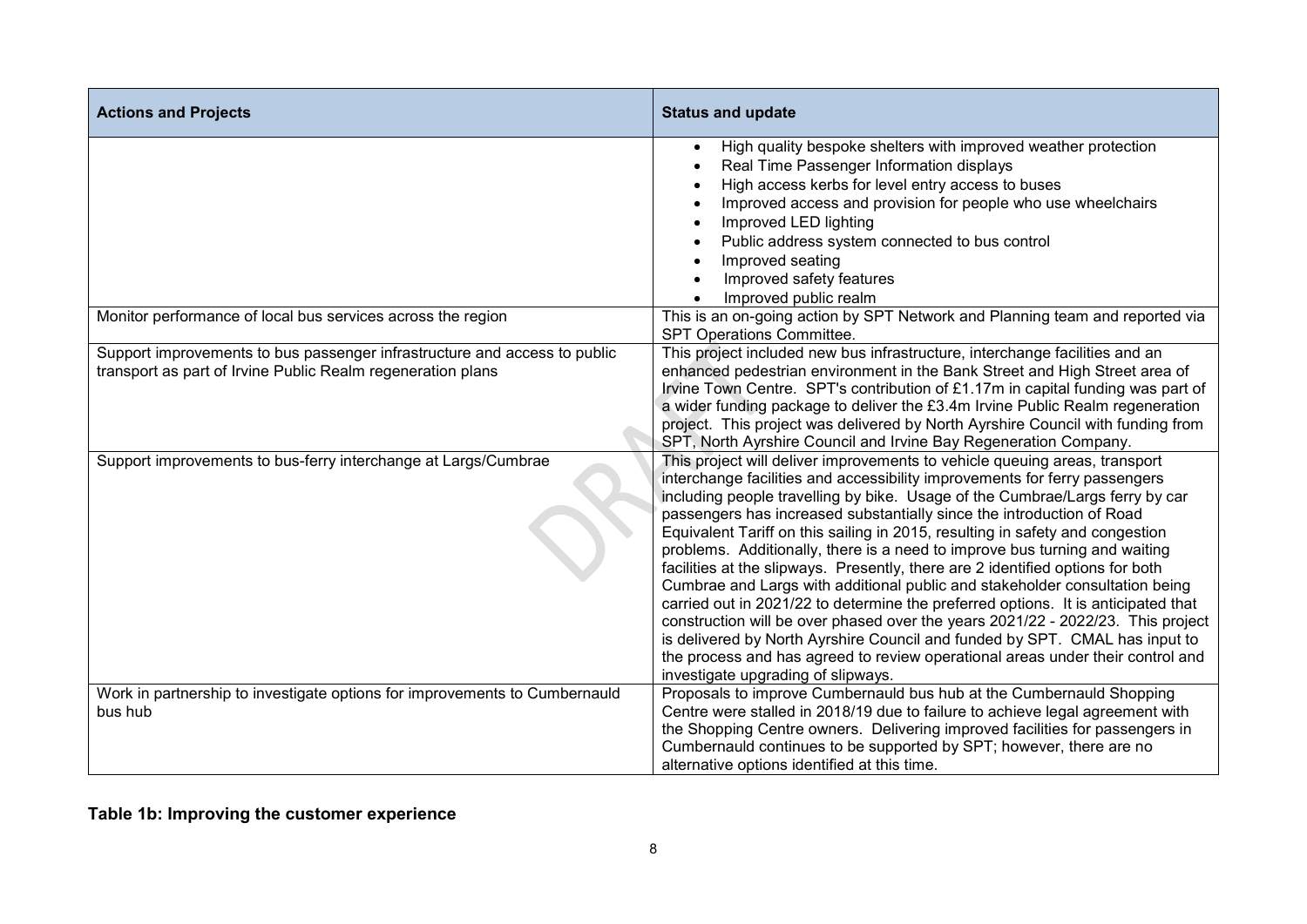| Actions and Projects | Status and update |
|---|---|
| | • High quality bespoke shelters with improved weather protection<br>• Real Time Passenger Information displays<br>• High access kerbs for level entry access to buses<br>• Improved access and provision for people who use wheelchairs<br>• Improved LED lighting<br>• Public address system connected to bus control<br>• Improved seating<br>• Improved safety features<br>• Improved public realm |
| Monitor performance of local bus services across the region | This is an on-going action by SPT Network and Planning team and reported via SPT Operations Committee. |
| Support improvements to bus passenger infrastructure and access to public transport as part of Irvine Public Realm regeneration plans | This project included new bus infrastructure, interchange facilities and an enhanced pedestrian environment in the Bank Street and High Street area of Irvine Town Centre. SPT's contribution of £1.17m in capital funding was part of a wider funding package to deliver the £3.4m Irvine Public Realm regeneration project. This project was delivered by North Ayrshire Council with funding from SPT, North Ayrshire Council and Irvine Bay Regeneration Company. |
| Support improvements to bus-ferry interchange at Largs/Cumbrae | This project will deliver improvements to vehicle queuing areas, transport interchange facilities and accessibility improvements for ferry passengers including people travelling by bike. Usage of the Cumbrae/Largs ferry by car passengers has increased substantially since the introduction of Road Equivalent Tariff on this sailing in 2015, resulting in safety and congestion problems. Additionally, there is a need to improve bus turning and waiting facilities at the slipways. Presently, there are 2 identified options for both Cumbrae and Largs with additional public and stakeholder consultation being carried out in 2021/22 to determine the preferred options. It is anticipated that construction will be over phased over the years 2021/22 - 2022/23. This project is delivered by North Ayrshire Council and funded by SPT. CMAL has input to the process and has agreed to review operational areas under their control and investigate upgrading of slipways. |
| Work in partnership to investigate options for improvements to Cumbernauld bus hub | Proposals to improve Cumbernauld bus hub at the Cumbernauld Shopping Centre were stalled in 2018/19 due to failure to achieve legal agreement with the Shopping Centre owners. Delivering improved facilities for passengers in Cumbernauld continues to be supported by SPT; however, there are no alternative options identified at this time. |

**Table 1b: Improving the customer experience**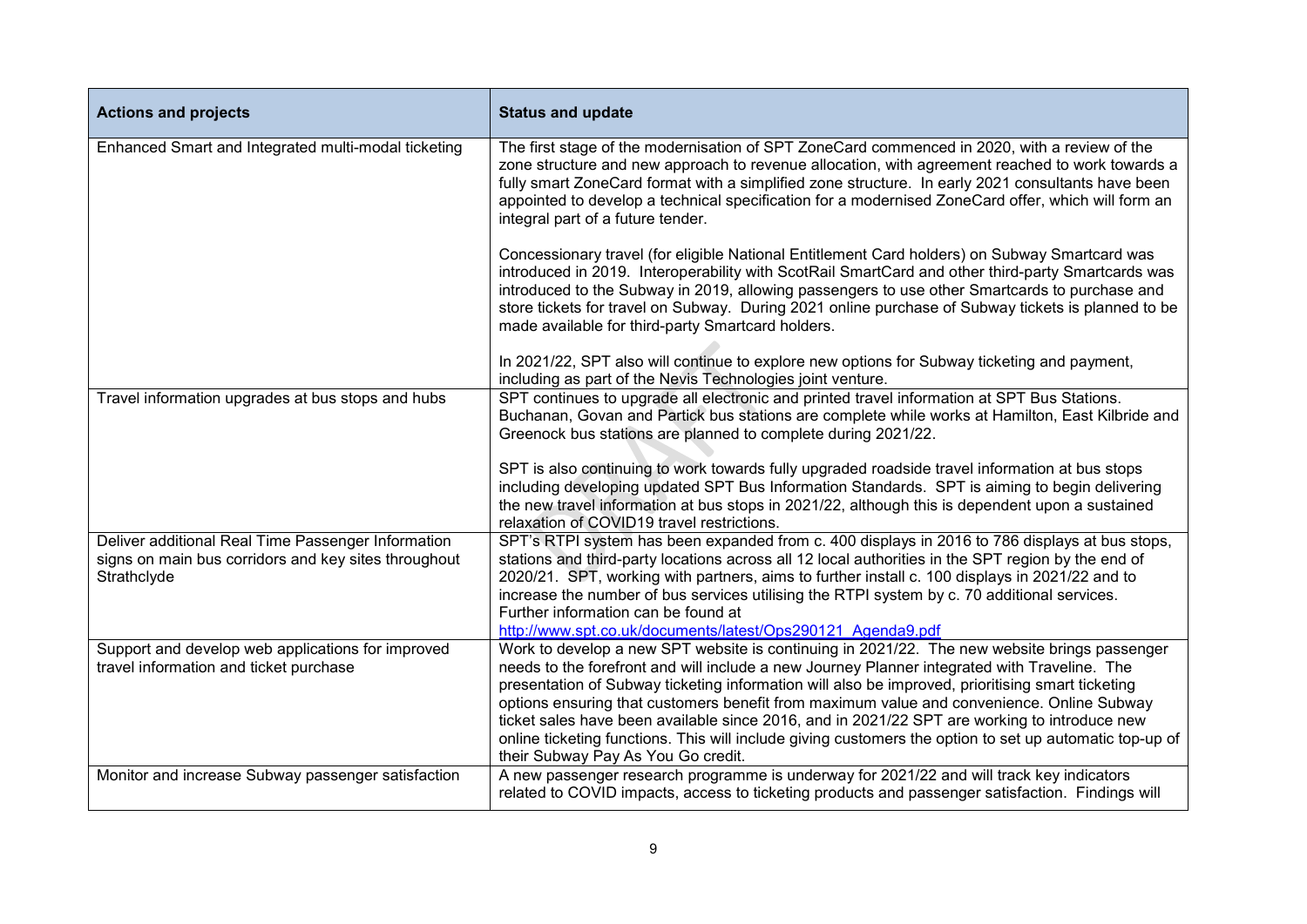| Actions and projects | Status and update |
|---|---|
| Enhanced Smart and Integrated multi-modal ticketing | The first stage of the modernisation of SPT ZoneCard commenced in 2020, with a review of the zone structure and new approach to revenue allocation, with agreement reached to work towards a fully smart ZoneCard format with a simplified zone structure. In early 2021 consultants have been appointed to develop a technical specification for a modernised ZoneCard offer, which will form an integral part of a future tender.<br><br>Concessionary travel (for eligible National Entitlement Card holders) on Subway Smartcard was introduced in 2019. Interoperability with ScotRail SmartCard and other third-party Smartcards was introduced to the Subway in 2019, allowing passengers to use other Smartcards to purchase and store tickets for travel on Subway. During 2021 online purchase of Subway tickets is planned to be made available for third-party Smartcard holders.<br><br>In 2021/22, SPT also will continue to explore new options for Subway ticketing and payment, including as part of the Nevis Technologies joint venture. |
| Travel information upgrades at bus stops and hubs | SPT continues to upgrade all electronic and printed travel information at SPT Bus Stations. Buchanan, Govan and Partick bus stations are complete while works at Hamilton, East Kilbride and Greenock bus stations are planned to complete during 2021/22.<br><br>SPT is also continuing to work towards fully upgraded roadside travel information at bus stops including developing updated SPT Bus Information Standards. SPT is aiming to begin delivering the new travel information at bus stops in 2021/22, although this is dependent upon a sustained relaxation of COVID19 travel restrictions. |
| Deliver additional Real Time Passenger Information signs on main bus corridors and key sites throughout Strathclyde | SPT's RTPI system has been expanded from c. 400 displays in 2016 to 786 displays at bus stops, stations and third-party locations across all 12 local authorities in the SPT region by the end of 2020/21. SPT, working with partners, aims to further install c. 100 displays in 2021/22 and to increase the number of bus services utilising the RTPI system by c. 70 additional services. Further information can be found at http://www.spt.co.uk/documents/latest/Ops290121_Agenda9.pdf |
| Support and develop web applications for improved travel information and ticket purchase | Work to develop a new SPT website is continuing in 2021/22. The new website brings passenger needs to the forefront and will include a new Journey Planner integrated with Traveline. The presentation of Subway ticketing information will also be improved, prioritising smart ticketing options ensuring that customers benefit from maximum value and convenience. Online Subway ticket sales have been available since 2016, and in 2021/22 SPT are working to introduce new online ticketing functions. This will include giving customers the option to set up automatic top-up of their Subway Pay As You Go credit. |
| Monitor and increase Subway passenger satisfaction | A new passenger research programme is underway for 2021/22 and will track key indicators related to COVID impacts, access to ticketing products and passenger satisfaction. Findings will |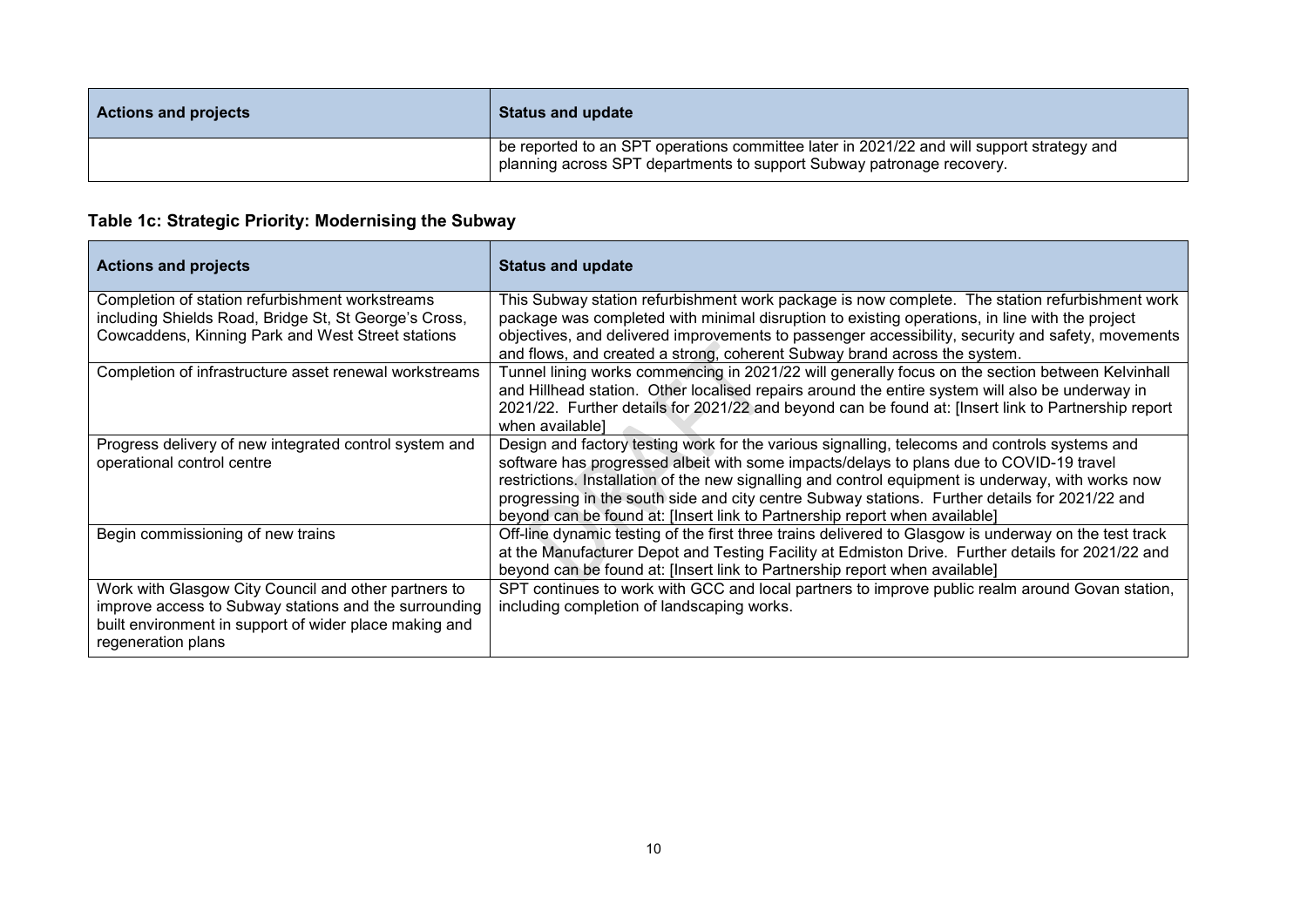| Actions and projects | Status and update |
|---|---|
| | be reported to an SPT operations committee later in 2021/22 and will support strategy and planning across SPT departments to support Subway patronage recovery. |

### Table 1c: Strategic Priority: Modernising the Subway

| Actions and projects | Status and update |
|---|---|
| Completion of station refurbishment workstreams including Shields Road, Bridge St, St George's Cross, Cowcaddens, Kinning Park and West Street stations | This Subway station refurbishment work package is now complete. The station refurbishment work package was completed with minimal disruption to existing operations, in line with the project objectives, and delivered improvements to passenger accessibility, security and safety, movements and flows, and created a strong, coherent Subway brand across the system. |
| Completion of infrastructure asset renewal workstreams | Tunnel lining works commencing in 2021/22 will generally focus on the section between Kelvinhall and Hillhead station. Other localised repairs around the entire system will also be underway in 2021/22. Further details for 2021/22 and beyond can be found at: [Insert link to Partnership report when available] |
| Progress delivery of new integrated control system and operational control centre | Design and factory testing work for the various signalling, telecoms and controls systems and software has progressed albeit with some impacts/delays to plans due to COVID-19 travel restrictions. Installation of the new signalling and control equipment is underway, with works now progressing in the south side and city centre Subway stations. Further details for 2021/22 and beyond can be found at: [Insert link to Partnership report when available] |
| Begin commissioning of new trains | Off-line dynamic testing of the first three trains delivered to Glasgow is underway on the test track at the Manufacturer Depot and Testing Facility at Edmiston Drive. Further details for 2021/22 and beyond can be found at: [Insert link to Partnership report when available] |
| Work with Glasgow City Council and other partners to improve access to Subway stations and the surrounding built environment in support of wider place making and regeneration plans | SPT continues to work with GCC and local partners to improve public realm around Govan station, including completion of landscaping works. |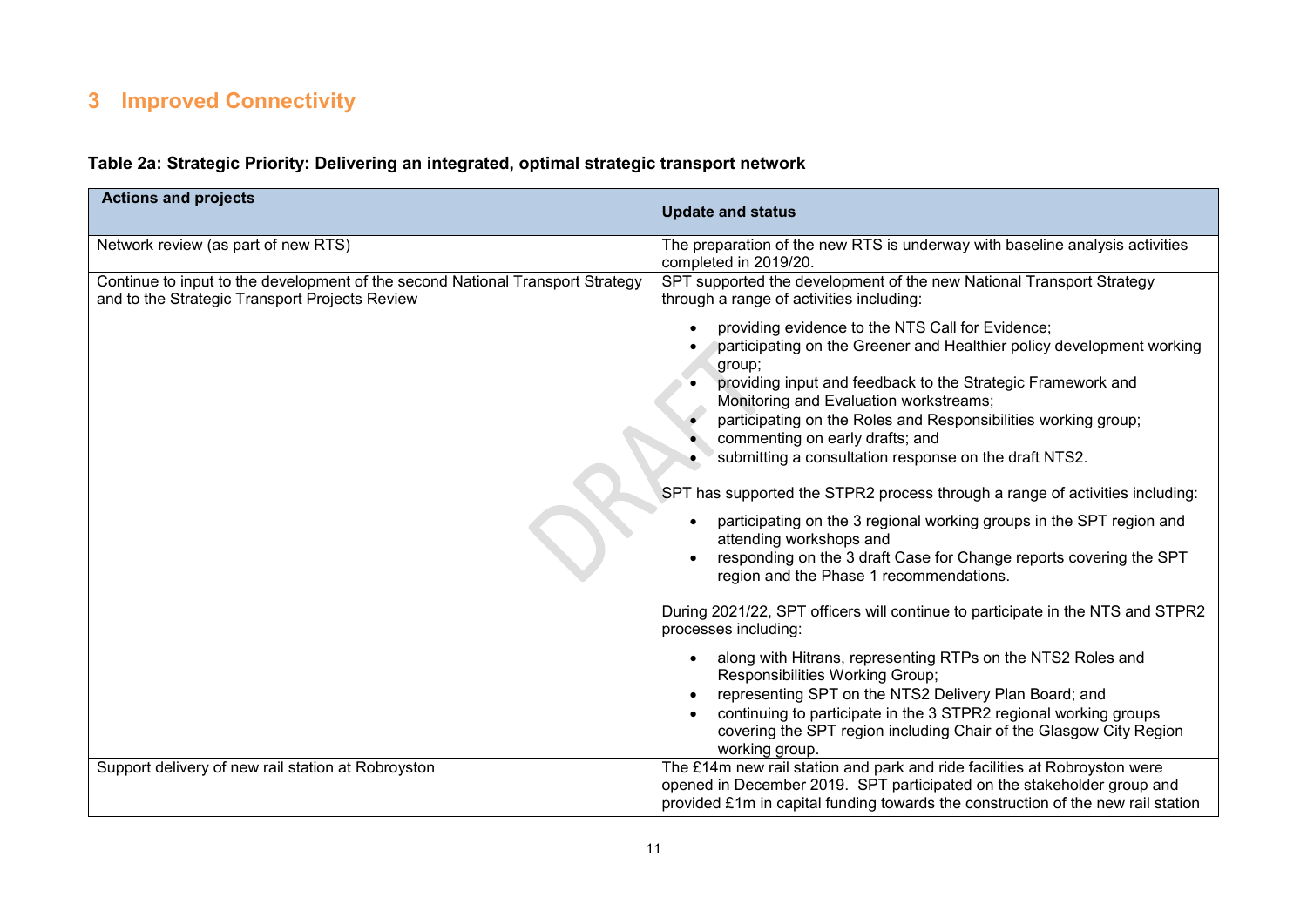## 3 Improved Connectivity

**Table 2a: Strategic Priority: Delivering an integrated, optimal strategic transport network**

| Actions and projects | Update and status |
|---|---|
| Network review (as part of new RTS) | The preparation of the new RTS is underway with baseline analysis activities completed in 2019/20. |
| Continue to input to the development of the second National Transport Strategy and to the Strategic Transport Projects Review | SPT supported the development of the new National Transport Strategy through a range of activities including:<br>• providing evidence to the NTS Call for Evidence;<br>• participating on the Greener and Healthier policy development working group;<br>• providing input and feedback to the Strategic Framework and Monitoring and Evaluation workstreams;<br>• participating on the Roles and Responsibilities working group;<br>• commenting on early drafts; and<br>• submitting a consultation response on the draft NTS2.<br><br>SPT has supported the STPR2 process through a range of activities including:<br>• participating on the 3 regional working groups in the SPT region and attending workshops and<br>• responding on the 3 draft Case for Change reports covering the SPT region and the Phase 1 recommendations.<br><br>During 2021/22, SPT officers will continue to participate in the NTS and STPR2 processes including:<br>• along with Hitrans, representing RTPs on the NTS2 Roles and Responsibilities Working Group;<br>• representing SPT on the NTS2 Delivery Plan Board; and<br>• continuing to participate in the 3 STPR2 regional working groups covering the SPT region including Chair of the Glasgow City Region working group. |
| Support delivery of new rail station at Robroyston | The £14m new rail station and park and ride facilities at Robroyston were opened in December 2019. SPT participated on the stakeholder group and provided £1m in capital funding towards the construction of the new rail station |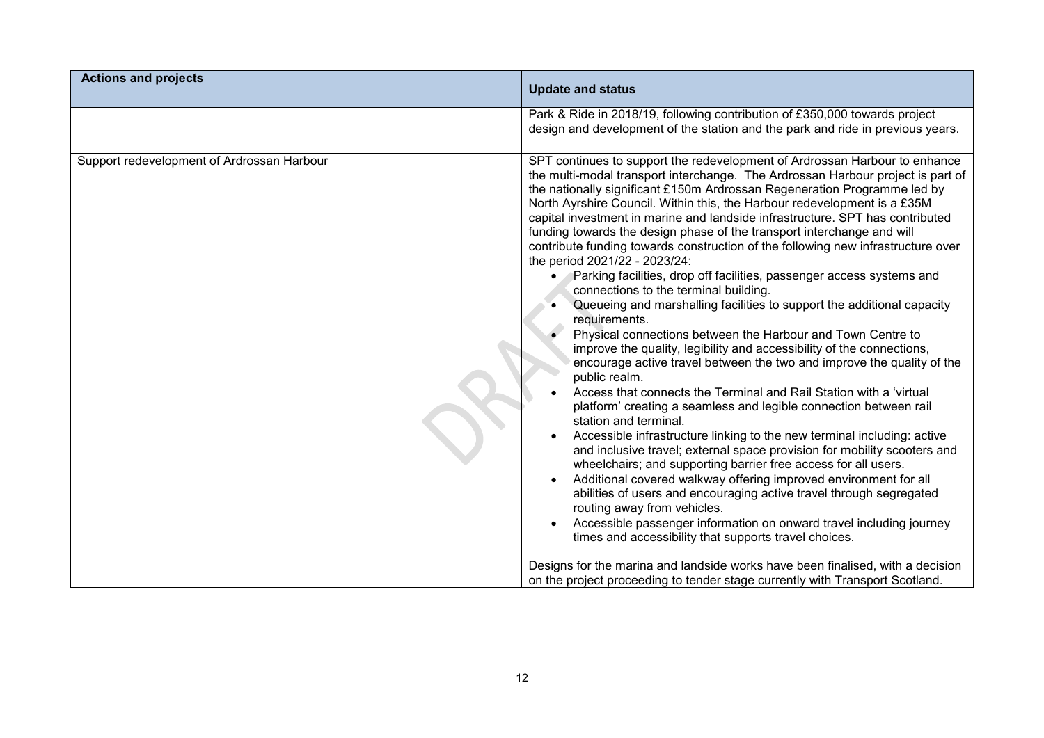| Actions and projects | Update and status |
|---|---|
| | Park & Ride in 2018/19, following contribution of £350,000 towards project design and development of the station and the park and ride in previous years. |
| Support redevelopment of Ardrossan Harbour | SPT continues to support the redevelopment of Ardrossan Harbour to enhance the multi-modal transport interchange. The Ardrossan Harbour project is part of the nationally significant £150m Ardrossan Regeneration Programme led by North Ayrshire Council. Within this, the Harbour redevelopment is a £35M capital investment in marine and landside infrastructure. SPT has contributed funding towards the design phase of the transport interchange and will contribute funding towards construction of the following new infrastructure over the period 2021/22 - 2023/24:<br>• Parking facilities, drop off facilities, passenger access systems and connections to the terminal building.<br>• Queueing and marshalling facilities to support the additional capacity requirements.<br>• Physical connections between the Harbour and Town Centre to improve the quality, legibility and accessibility of the connections, encourage active travel between the two and improve the quality of the public realm.<br>• Access that connects the Terminal and Rail Station with a 'virtual platform' creating a seamless and legible connection between rail station and terminal.<br>• Accessible infrastructure linking to the new terminal including: active and inclusive travel; external space provision for mobility scooters and wheelchairs; and supporting barrier free access for all users.<br>• Additional covered walkway offering improved environment for all abilities of users and encouraging active travel through segregated routing away from vehicles.<br>• Accessible passenger information on onward travel including journey times and accessibility that supports travel choices.<br><br>Designs for the marina and landside works have been finalised, with a decision on the project proceeding to tender stage currently with Transport Scotland. |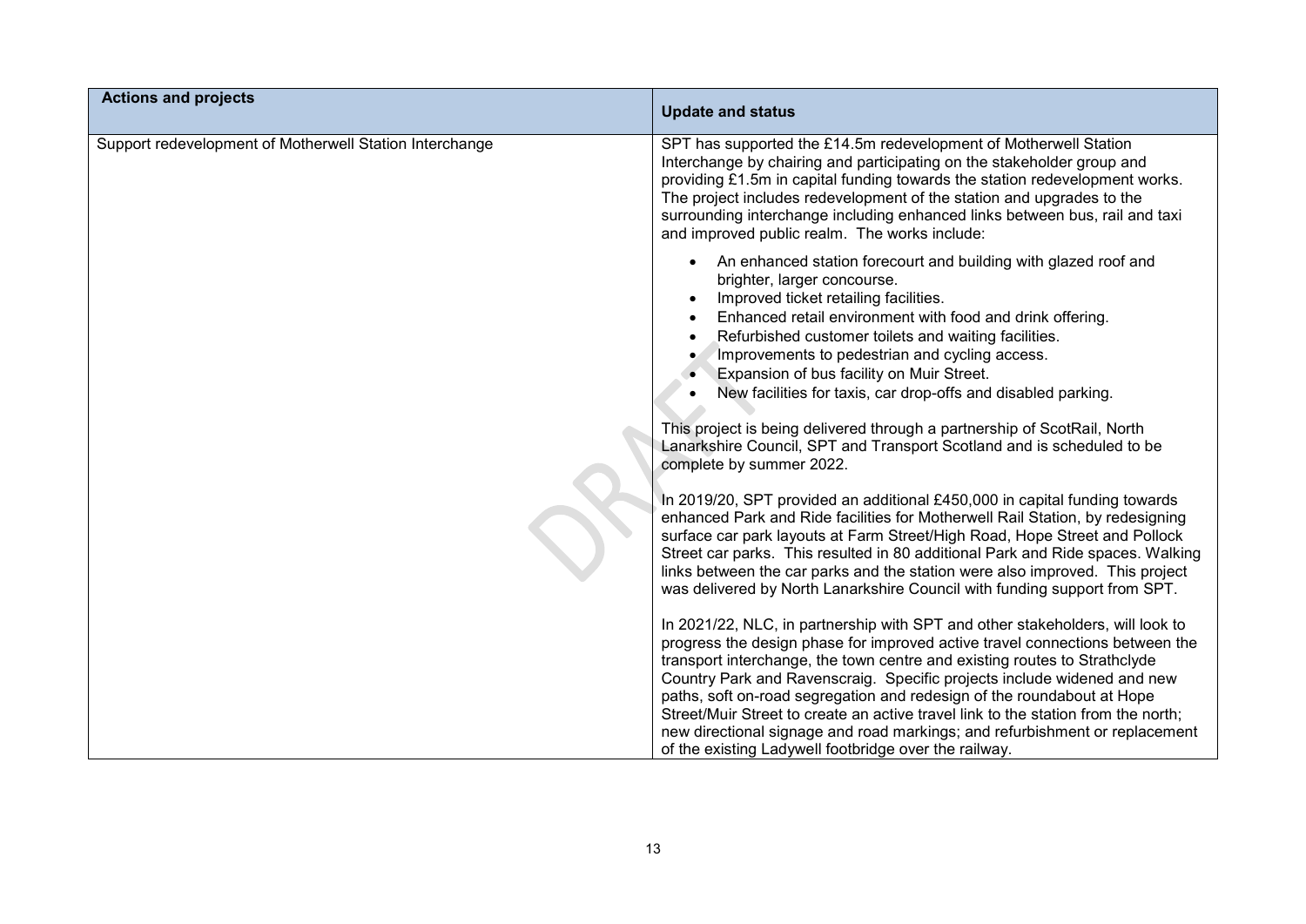| Actions and projects | Update and status |
|---|---|
| Support redevelopment of Motherwell Station Interchange | SPT has supported the £14.5m redevelopment of Motherwell Station Interchange by chairing and participating on the stakeholder group and providing £1.5m in capital funding towards the station redevelopment works. The project includes redevelopment of the station and upgrades to the surrounding interchange including enhanced links between bus, rail and taxi and improved public realm. The works include:<br><br>• An enhanced station forecourt and building with glazed roof and brighter, larger concourse.<br>• Improved ticket retailing facilities.<br>• Enhanced retail environment with food and drink offering.<br>• Refurbished customer toilets and waiting facilities.<br>• Improvements to pedestrian and cycling access.<br>• Expansion of bus facility on Muir Street.<br>• New facilities for taxis, car drop-offs and disabled parking.<br><br>This project is being delivered through a partnership of ScotRail, North Lanarkshire Council, SPT and Transport Scotland and is scheduled to be complete by summer 2022.<br><br>In 2019/20, SPT provided an additional £450,000 in capital funding towards enhanced Park and Ride facilities for Motherwell Rail Station, by redesigning surface car park layouts at Farm Street/High Road, Hope Street and Pollock Street car parks. This resulted in 80 additional Park and Ride spaces. Walking links between the car parks and the station were also improved. This project was delivered by North Lanarkshire Council with funding support from SPT.<br><br>In 2021/22, NLC, in partnership with SPT and other stakeholders, will look to progress the design phase for improved active travel connections between the transport interchange, the town centre and existing routes to Strathclyde Country Park and Ravenscraig. Specific projects include widened and new paths, soft on-road segregation and redesign of the roundabout at Hope Street/Muir Street to create an active travel link to the station from the north; new directional signage and road markings; and refurbishment or replacement of the existing Ladywell footbridge over the railway. |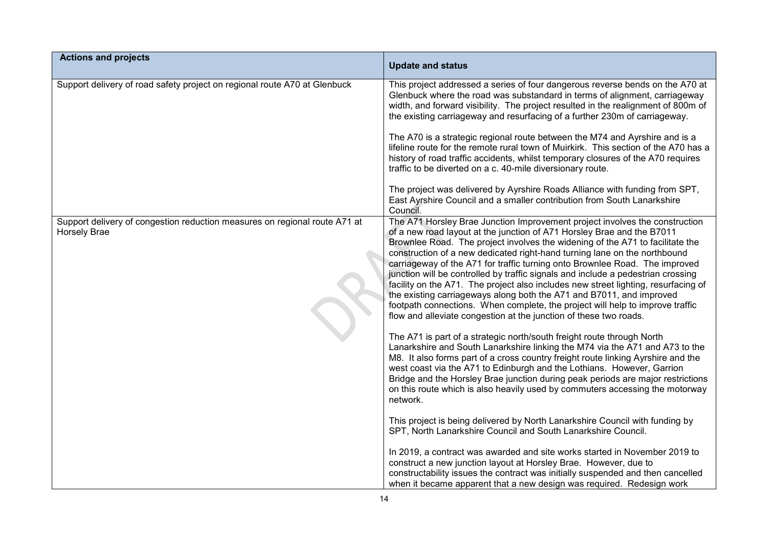| Actions and projects | Update and status |
| --- | --- |
| Support delivery of road safety project on regional route A70 at Glenbuck | This project addressed a series of four dangerous reverse bends on the A70 at Glenbuck where the road was substandard in terms of alignment, carriageway width, and forward visibility. The project resulted in the realignment of 800m of the existing carriageway and resurfacing of a further 230m of carriageway.<br><br>The A70 is a strategic regional route between the M74 and Ayrshire and is a lifeline route for the remote rural town of Muirkirk. This section of the A70 has a history of road traffic accidents, whilst temporary closures of the A70 requires traffic to be diverted on a c. 40-mile diversionary route.<br><br>The project was delivered by Ayrshire Roads Alliance with funding from SPT, East Ayrshire Council and a smaller contribution from South Lanarkshire Council. |
| Support delivery of congestion reduction measures on regional route A71 at Horsely Brae | The A71 Horsley Brae Junction Improvement project involves the construction of a new road layout at the junction of A71 Horsley Brae and the B7011 Brownlee Road. The project involves the widening of the A71 to facilitate the construction of a new dedicated right-hand turning lane on the northbound carriageway of the A71 for traffic turning onto Brownlee Road. The improved junction will be controlled by traffic signals and include a pedestrian crossing facility on the A71. The project also includes new street lighting, resurfacing of the existing carriageways along both the A71 and B7011, and improved footpath connections. When complete, the project will help to improve traffic flow and alleviate congestion at the junction of these two roads.<br><br>The A71 is part of a strategic north/south freight route through North Lanarkshire and South Lanarkshire linking the M74 via the A71 and A73 to the M8. It also forms part of a cross country freight route linking Ayrshire and the west coast via the A71 to Edinburgh and the Lothians. However, Garrion Bridge and the Horsley Brae junction during peak periods are major restrictions on this route which is also heavily used by commuters accessing the motorway network.<br><br>This project is being delivered by North Lanarkshire Council with funding by SPT, North Lanarkshire Council and South Lanarkshire Council.<br><br>In 2019, a contract was awarded and site works started in November 2019 to construct a new junction layout at Horsley Brae. However, due to constructability issues the contract was initially suspended and then cancelled when it became apparent that a new design was required. Redesign work |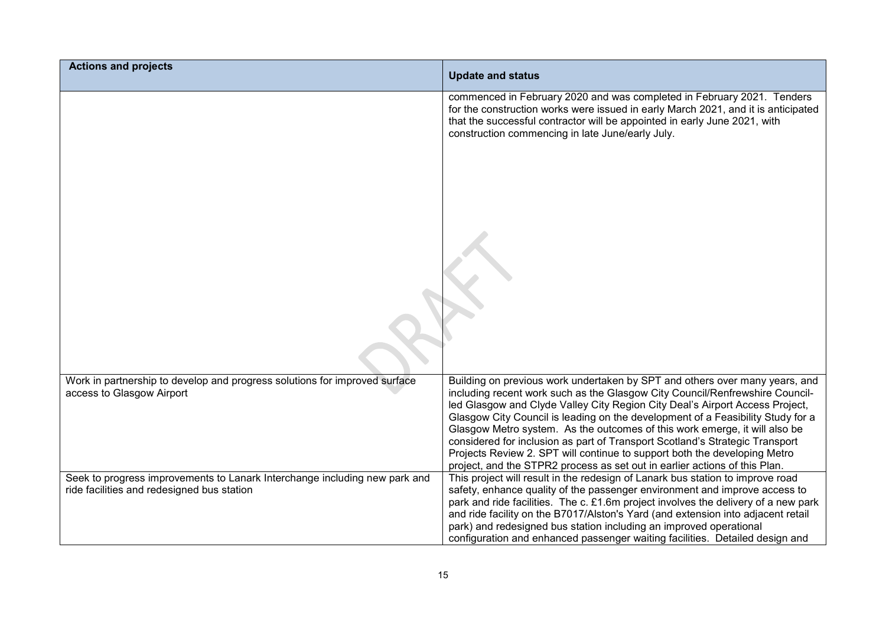| Actions and projects | Update and status |
|---|---|
| | commenced in February 2020 and was completed in February 2021. Tenders for the construction works were issued in early March 2021, and it is anticipated that the successful contractor will be appointed in early June 2021, with construction commencing in late June/early July. |
| Work in partnership to develop and progress solutions for improved surface access to Glasgow Airport | Building on previous work undertaken by SPT and others over many years, and including recent work such as the Glasgow City Council/Renfrewshire Council-led Glasgow and Clyde Valley City Region City Deal's Airport Access Project, Glasgow City Council is leading on the development of a Feasibility Study for a Glasgow Metro system. As the outcomes of this work emerge, it will also be considered for inclusion as part of Transport Scotland's Strategic Transport Projects Review 2. SPT will continue to support both the developing Metro project, and the STPR2 process as set out in earlier actions of this Plan. |
| Seek to progress improvements to Lanark Interchange including new park and ride facilities and redesigned bus station | This project will result in the redesign of Lanark bus station to improve road safety, enhance quality of the passenger environment and improve access to park and ride facilities. The c. £1.6m project involves the delivery of a new park and ride facility on the B7017/Alston's Yard (and extension into adjacent retail park) and redesigned bus station including an improved operational configuration and enhanced passenger waiting facilities. Detailed design and |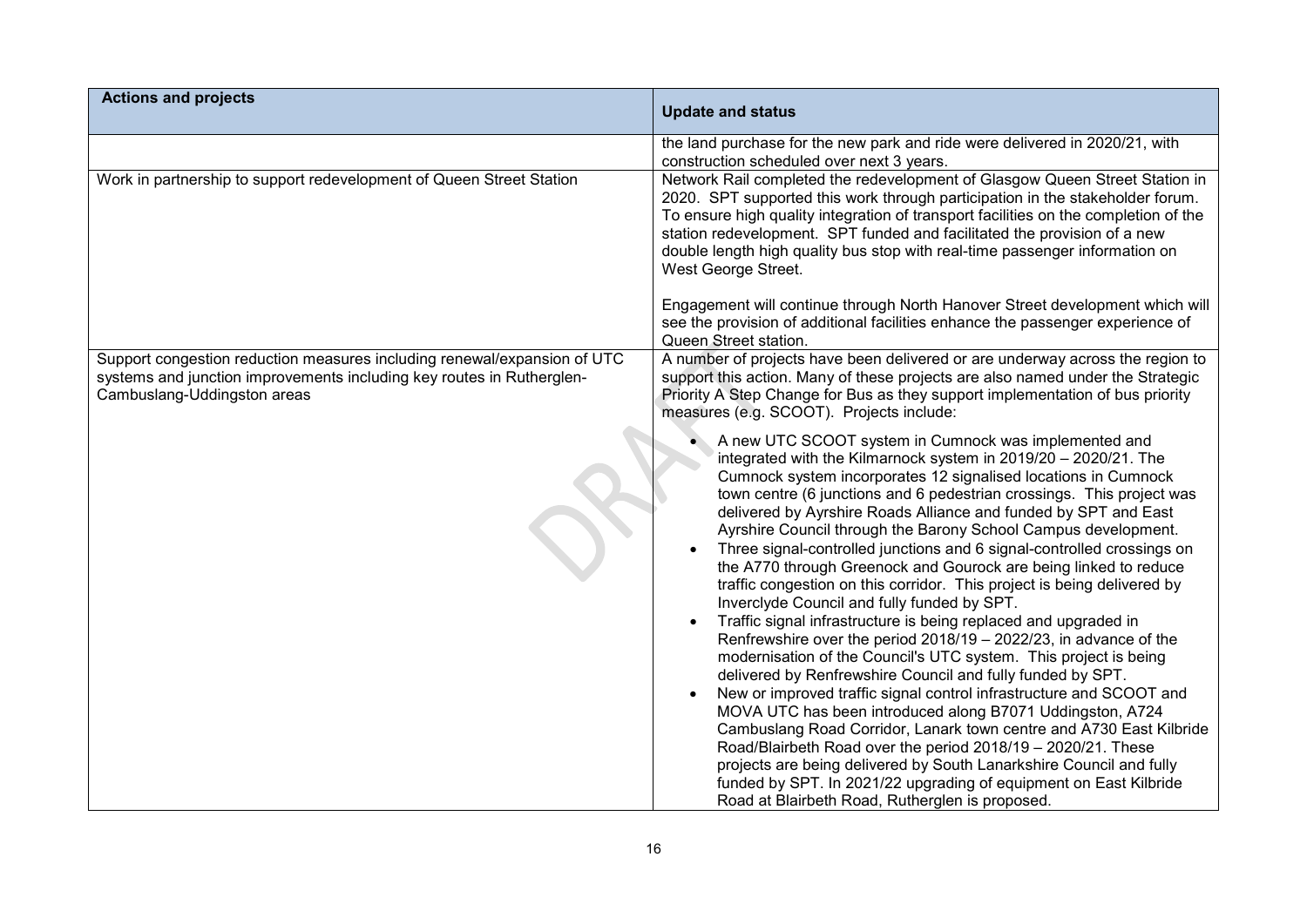| Actions and projects | Update and status |
| --- | --- |
| | the land purchase for the new park and ride were delivered in 2020/21, with construction scheduled over next 3 years. |
| Work in partnership to support redevelopment of Queen Street Station | Network Rail completed the redevelopment of Glasgow Queen Street Station in 2020. SPT supported this work through participation in the stakeholder forum. To ensure high quality integration of transport facilities on the completion of the station redevelopment. SPT funded and facilitated the provision of a new double length high quality bus stop with real-time passenger information on West George Street.<br><br>Engagement will continue through North Hanover Street development which will see the provision of additional facilities enhance the passenger experience of Queen Street station. |
| Support congestion reduction measures including renewal/expansion of UTC systems and junction improvements including key routes in Rutherglen-Cambuslang-Uddingston areas | A number of projects have been delivered or are underway across the region to support this action. Many of these projects are also named under the Strategic Priority A Step Change for Bus as they support implementation of bus priority measures (e.g. SCOOT). Projects include:<br><br>• A new UTC SCOOT system in Cumnock was implemented and integrated with the Kilmarnock system in 2019/20 – 2020/21. The Cumnock system incorporates 12 signalised locations in Cumnock town centre (6 junctions and 6 pedestrian crossings. This project was delivered by Ayrshire Roads Alliance and funded by SPT and East Ayrshire Council through the Barony School Campus development.<br>• Three signal-controlled junctions and 6 signal-controlled crossings on the A770 through Greenock and Gourock are being linked to reduce traffic congestion on this corridor. This project is being delivered by Inverclyde Council and fully funded by SPT.<br>• Traffic signal infrastructure is being replaced and upgraded in Renfrewshire over the period 2018/19 – 2022/23, in advance of the modernisation of the Council's UTC system. This project is being delivered by Renfrewshire Council and fully funded by SPT.<br>• New or improved traffic signal control infrastructure and SCOOT and MOVA UTC has been introduced along B7071 Uddingston, A724 Cambuslang Road Corridor, Lanark town centre and A730 East Kilbride Road/Blairbeth Road over the period 2018/19 – 2020/21. These projects are being delivered by South Lanarkshire Council and fully funded by SPT. In 2021/22 upgrading of equipment on East Kilbride Road at Blairbeth Road, Rutherglen is proposed. |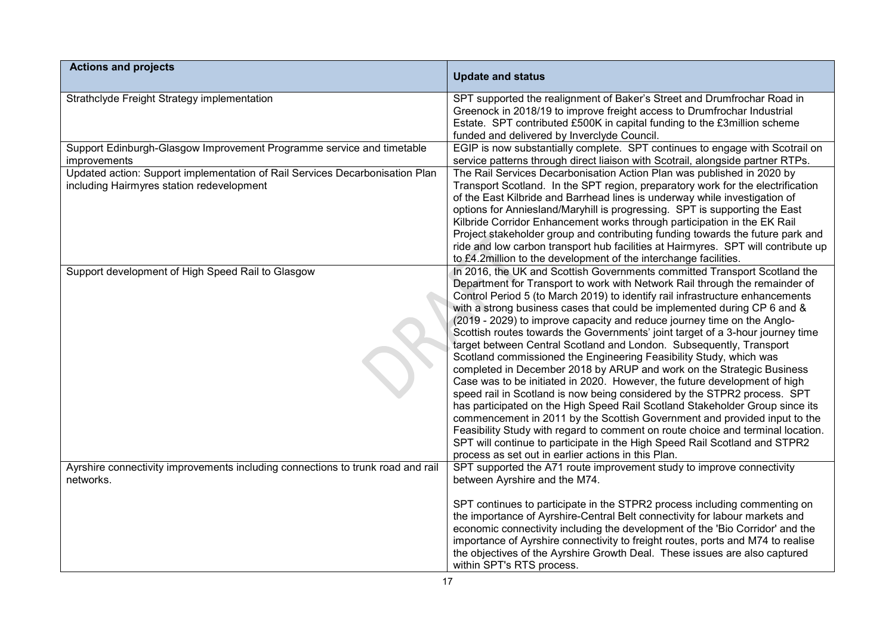| Actions and projects | Update and status |
|---|---|
| Strathclyde Freight Strategy implementation | SPT supported the realignment of Baker's Street and Drumfrochar Road in Greenock in 2018/19 to improve freight access to Drumfrochar Industrial Estate. SPT contributed £500K in capital funding to the £3million scheme funded and delivered by Inverclyde Council. |
| Support Edinburgh-Glasgow Improvement Programme service and timetable improvements | EGIP is now substantially complete. SPT continues to engage with Scotrail on service patterns through direct liaison with Scotrail, alongside partner RTPs. |
| Updated action: Support implementation of Rail Services Decarbonisation Plan including Hairmyres station redevelopment | The Rail Services Decarbonisation Action Plan was published in 2020 by Transport Scotland. In the SPT region, preparatory work for the electrification of the East Kilbride and Barrhead lines is underway while investigation of options for Anniesland/Maryhill is progressing. SPT is supporting the East Kilbride Corridor Enhancement works through participation in the EK Rail Project stakeholder group and contributing funding towards the future park and ride and low carbon transport hub facilities at Hairmyres. SPT will contribute up to £4.2million to the development of the interchange facilities. |
| Support development of High Speed Rail to Glasgow | In 2016, the UK and Scottish Governments committed Transport Scotland the Department for Transport to work with Network Rail through the remainder of Control Period 5 (to March 2019) to identify rail infrastructure enhancements with a strong business cases that could be implemented during CP 6 and & (2019 - 2029) to improve capacity and reduce journey time on the Anglo-Scottish routes towards the Governments' joint target of a 3-hour journey time target between Central Scotland and London. Subsequently, Transport Scotland commissioned the Engineering Feasibility Study, which was completed in December 2018 by ARUP and work on the Strategic Business Case was to be initiated in 2020. However, the future development of high speed rail in Scotland is now being considered by the STPR2 process. SPT has participated on the High Speed Rail Scotland Stakeholder Group since its commencement in 2011 by the Scottish Government and provided input to the Feasibility Study with regard to comment on route choice and terminal location. SPT will continue to participate in the High Speed Rail Scotland and STPR2 process as set out in earlier actions in this Plan. |
| Ayrshire connectivity improvements including connections to trunk road and rail networks. | SPT supported the A71 route improvement study to improve connectivity between Ayrshire and the M74.<br><br>SPT continues to participate in the STPR2 process including commenting on the importance of Ayrshire-Central Belt connectivity for labour markets and economic connectivity including the development of the 'Bio Corridor' and the importance of Ayrshire connectivity to freight routes, ports and M74 to realise the objectives of the Ayrshire Growth Deal. These issues are also captured within SPT's RTS process. |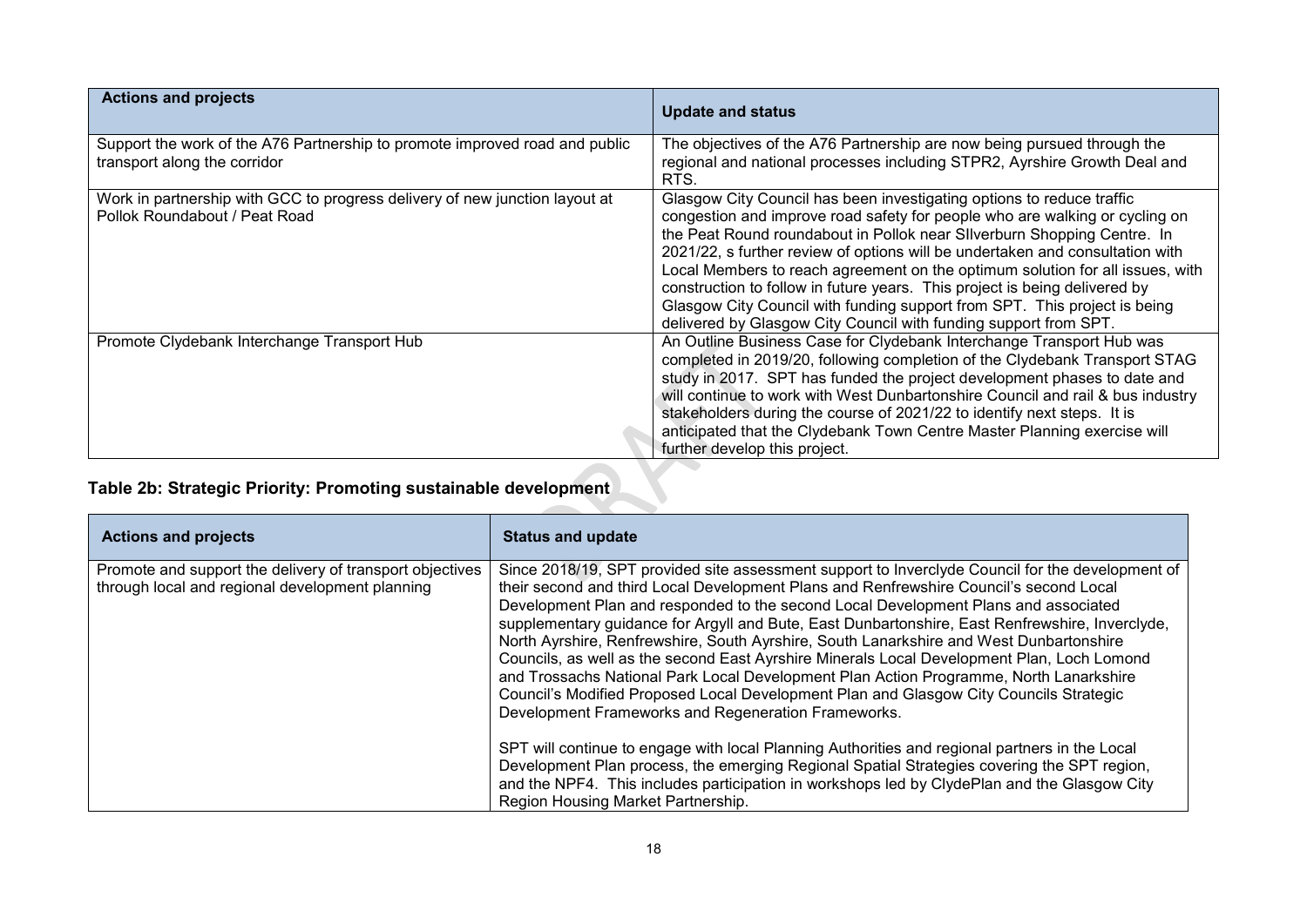| Actions and projects | Update and status |
| --- | --- |
| Support the work of the A76 Partnership to promote improved road and public transport along the corridor | The objectives of the A76 Partnership are now being pursued through the regional and national processes including STPR2, Ayrshire Growth Deal and RTS. |
| Work in partnership with GCC to progress delivery of new junction layout at Pollok Roundabout / Peat Road | Glasgow City Council has been investigating options to reduce traffic congestion and improve road safety for people who are walking or cycling on the Peat Round roundabout in Pollok near SIlverburn Shopping Centre. In 2021/22, s further review of options will be undertaken and consultation with Local Members to reach agreement on the optimum solution for all issues, with construction to follow in future years. This project is being delivered by Glasgow City Council with funding support from SPT. This project is being delivered by Glasgow City Council with funding support from SPT. |
| Promote Clydebank Interchange Transport Hub | An Outline Business Case for Clydebank Interchange Transport Hub was completed in 2019/20, following completion of the Clydebank Transport STAG study in 2017. SPT has funded the project development phases to date and will continue to work with West Dunbartonshire Council and rail & bus industry stakeholders during the course of 2021/22 to identify next steps. It is anticipated that the Clydebank Town Centre Master Planning exercise will further develop this project. |

### Table 2b: Strategic Priority: Promoting sustainable development

| Actions and projects | Status and update |
| --- | --- |
| Promote and support the delivery of transport objectives through local and regional development planning | Since 2018/19, SPT provided site assessment support to Inverclyde Council for the development of their second and third Local Development Plans and Renfrewshire Council's second Local Development Plan and responded to the second Local Development Plans and associated supplementary guidance for Argyll and Bute, East Dunbartonshire, East Renfrewshire, Inverclyde, North Ayrshire, Renfrewshire, South Ayrshire, South Lanarkshire and West Dunbartonshire Councils, as well as the second East Ayrshire Minerals Local Development Plan, Loch Lomond and Trossachs National Park Local Development Plan Action Programme, North Lanarkshire Council's Modified Proposed Local Development Plan and Glasgow City Councils Strategic Development Frameworks and Regeneration Frameworks.<br><br>SPT will continue to engage with local Planning Authorities and regional partners in the Local Development Plan process, the emerging Regional Spatial Strategies covering the SPT region, and the NPF4. This includes participation in workshops led by ClydePlan and the Glasgow City Region Housing Market Partnership. |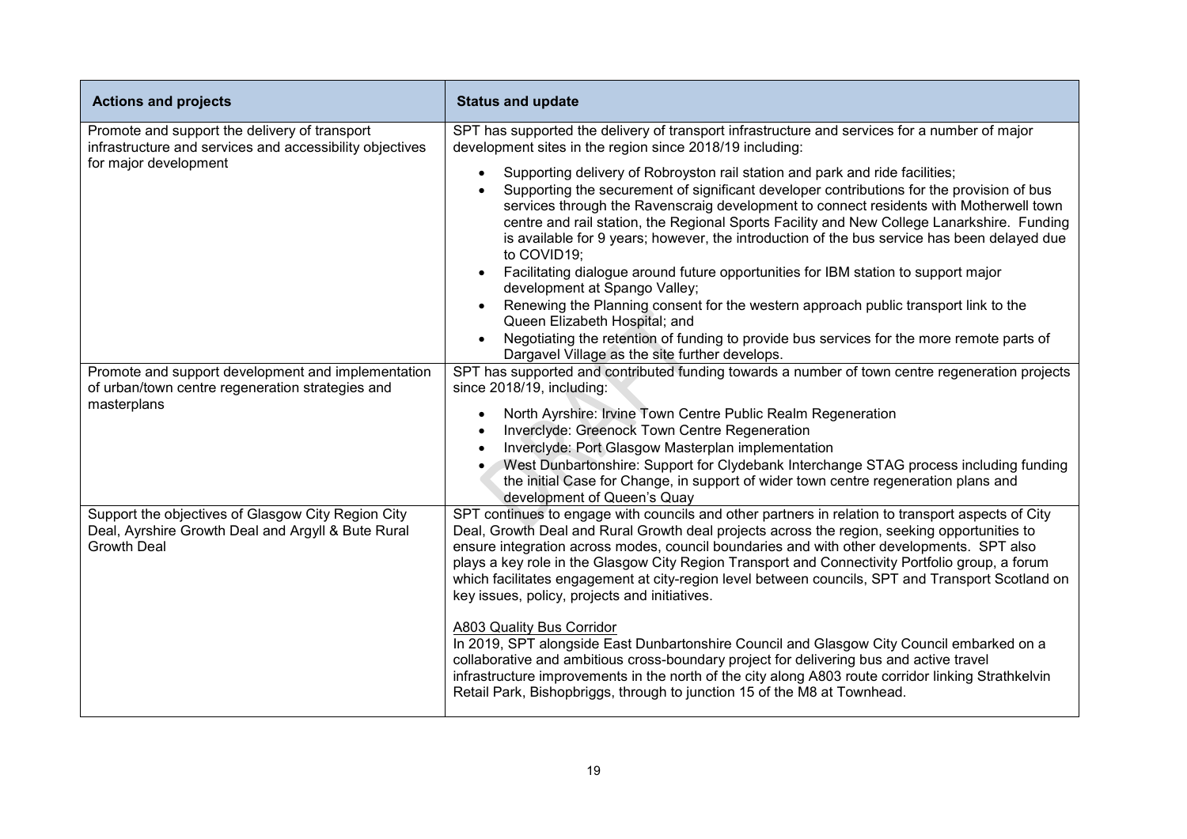| Actions and projects | Status and update |
|---|---|
| Promote and support the delivery of transport infrastructure and services and accessibility objectives for major development | SPT has supported the delivery of transport infrastructure and services for a number of major development sites in the region since 2018/19 including:<br><br>• Supporting delivery of Robroyston rail station and park and ride facilities;<br>• Supporting the securement of significant developer contributions for the provision of bus services through the Ravenscraig development to connect residents with Motherwell town centre and rail station, the Regional Sports Facility and New College Lanarkshire. Funding is available for 9 years; however, the introduction of the bus service has been delayed due to COVID19;<br>• Facilitating dialogue around future opportunities for IBM station to support major development at Spango Valley;<br>• Renewing the Planning consent for the western approach public transport link to the Queen Elizabeth Hospital; and<br>• Negotiating the retention of funding to provide bus services for the more remote parts of Dargavel Village as the site further develops. |
| Promote and support development and implementation of urban/town centre regeneration strategies and masterplans | SPT has supported and contributed funding towards a number of town centre regeneration projects since 2018/19, including:<br><br>• North Ayrshire: Irvine Town Centre Public Realm Regeneration<br>• Inverclyde: Greenock Town Centre Regeneration<br>• Inverclyde: Port Glasgow Masterplan implementation<br>• West Dunbartonshire: Support for Clydebank Interchange STAG process including funding the initial Case for Change, in support of wider town centre regeneration plans and development of Queen's Quay |
| Support the objectives of Glasgow City Region City Deal, Ayrshire Growth Deal and Argyll & Bute Rural Growth Deal | SPT continues to engage with councils and other partners in relation to transport aspects of City Deal, Growth Deal and Rural Growth deal projects across the region, seeking opportunities to ensure integration across modes, council boundaries and with other developments. SPT also plays a key role in the Glasgow City Region Transport and Connectivity Portfolio group, a forum which facilitates engagement at city-region level between councils, SPT and Transport Scotland on key issues, policy, projects and initiatives.<br><br>A803 Quality Bus Corridor<br>In 2019, SPT alongside East Dunbartonshire Council and Glasgow City Council embarked on a collaborative and ambitious cross-boundary project for delivering bus and active travel infrastructure improvements in the north of the city along A803 route corridor linking Strathkelvin Retail Park, Bishopbriggs, through to junction 15 of the M8 at Townhead. |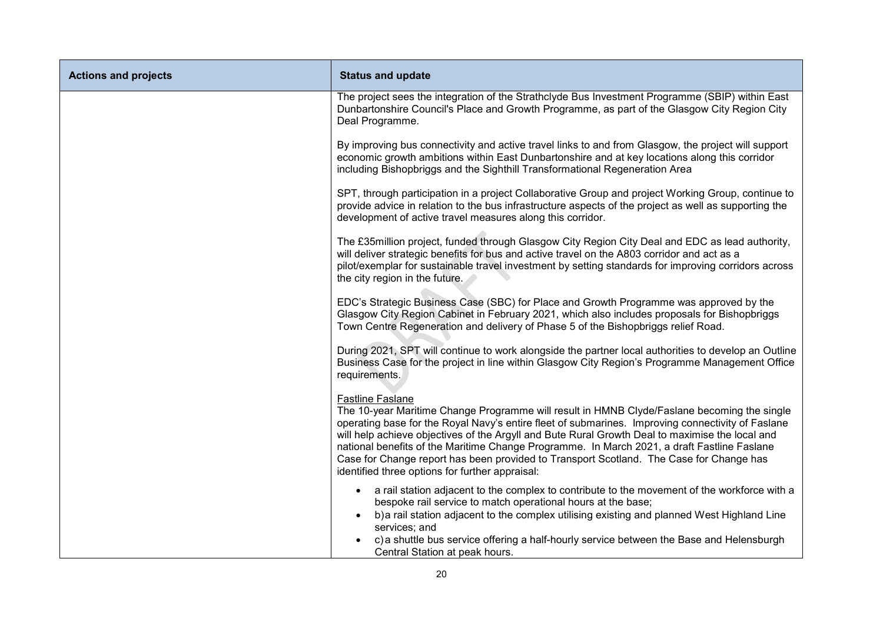| Actions and projects | Status and update |
| --- | --- |
| | The project sees the integration of the Strathclyde Bus Investment Programme (SBIP) within East Dunbartonshire Council's Place and Growth Programme, as part of the Glasgow City Region City Deal Programme.<br><br>By improving bus connectivity and active travel links to and from Glasgow, the project will support economic growth ambitions within East Dunbartonshire and at key locations along this corridor including Bishopbriggs and the Sighthill Transformational Regeneration Area<br><br>SPT, through participation in a project Collaborative Group and project Working Group, continue to provide advice in relation to the bus infrastructure aspects of the project as well as supporting the development of active travel measures along this corridor.<br><br>The £35million project, funded through Glasgow City Region City Deal and EDC as lead authority, will deliver strategic benefits for bus and active travel on the A803 corridor and act as a pilot/exemplar for sustainable travel investment by setting standards for improving corridors across the city region in the future.<br><br>EDC's Strategic Business Case (SBC) for Place and Growth Programme was approved by the Glasgow City Region Cabinet in February 2021, which also includes proposals for Bishopbriggs Town Centre Regeneration and delivery of Phase 5 of the Bishopbriggs relief Road.<br><br>During 2021, SPT will continue to work alongside the partner local authorities to develop an Outline Business Case for the project in line within Glasgow City Region's Programme Management Office requirements.<br><br><u>Fastline Faslane</u><br>The 10-year Maritime Change Programme will result in HMNB Clyde/Faslane becoming the single operating base for the Royal Navy's entire fleet of submarines. Improving connectivity of Faslane will help achieve objectives of the Argyll and Bute Rural Growth Deal to maximise the local and national benefits of the Maritime Change Programme. In March 2021, a draft Fastline Faslane Case for Change report has been provided to Transport Scotland. The Case for Change has identified three options for further appraisal:<br><br>• a rail station adjacent to the complex to contribute to the movement of the workforce with a bespoke rail service to match operational hours at the base;<br>• b) a rail station adjacent to the complex utilising existing and planned West Highland Line services; and<br>• c) a shuttle bus service offering a half-hourly service between the Base and Helensburgh Central Station at peak hours. |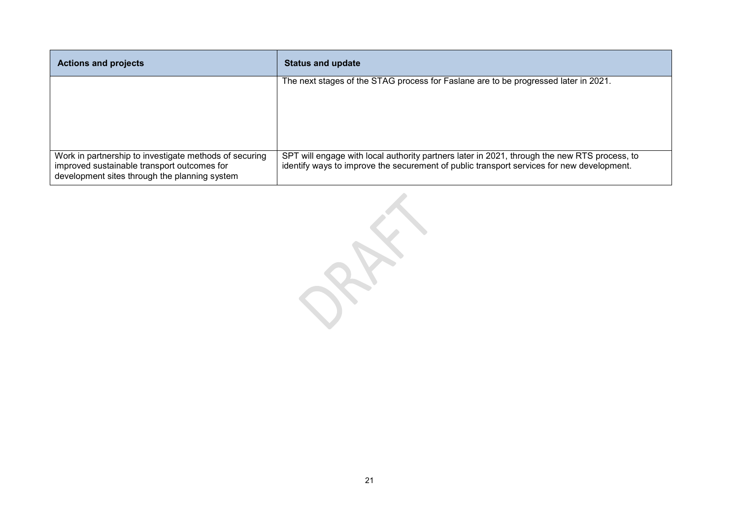| Actions and projects | Status and update |
|---|---|
| | The next stages of the STAG process for Faslane are to be progressed later in 2021. |
| Work in partnership to investigate methods of securing improved sustainable transport outcomes for development sites through the planning system | SPT will engage with local authority partners later in 2021, through the new RTS process, to identify ways to improve the securement of public transport services for new development. |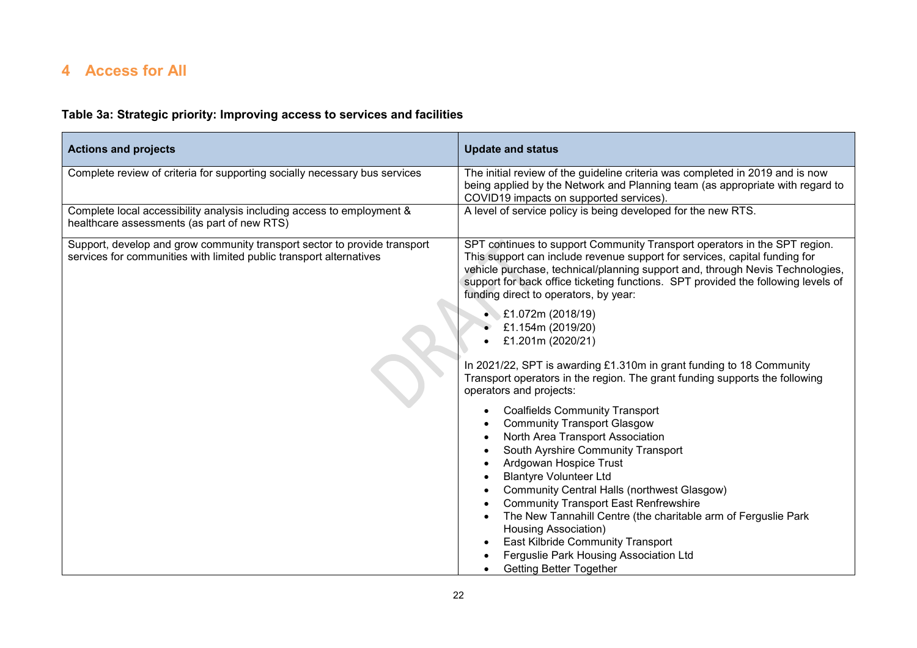# 4 Access for All

**Table 3a: Strategic priority: Improving access to services and facilities**

| Actions and projects | Update and status |
|---|---|
| Complete review of criteria for supporting socially necessary bus services | The initial review of the guideline criteria was completed in 2019 and is now being applied by the Network and Planning team (as appropriate with regard to COVID19 impacts on supported services). |
| Complete local accessibility analysis including access to employment & healthcare assessments (as part of new RTS) | A level of service policy is being developed for the new RTS. |
| Support, develop and grow community transport sector to provide transport services for communities with limited public transport alternatives | SPT continues to support Community Transport operators in the SPT region. This support can include revenue support for services, capital funding for vehicle purchase, technical/planning support and, through Nevis Technologies, support for back office ticketing functions. SPT provided the following levels of funding direct to operators, by year:<br><br>• £1.072m (2018/19)<br>• £1.154m (2019/20)<br>• £1.201m (2020/21)<br><br>In 2021/22, SPT is awarding £1.310m in grant funding to 18 Community Transport operators in the region. The grant funding supports the following operators and projects:<br><br>• Coalfields Community Transport<br>• Community Transport Glasgow<br>• North Area Transport Association<br>• South Ayrshire Community Transport<br>• Ardgowan Hospice Trust<br>• Blantyre Volunteer Ltd<br>• Community Central Halls (northwest Glasgow)<br>• Community Transport East Renfrewshire<br>• The New Tannahill Centre (the charitable arm of Ferguslie Park Housing Association)<br>• East Kilbride Community Transport<br>• Ferguslie Park Housing Association Ltd<br>• Getting Better Together |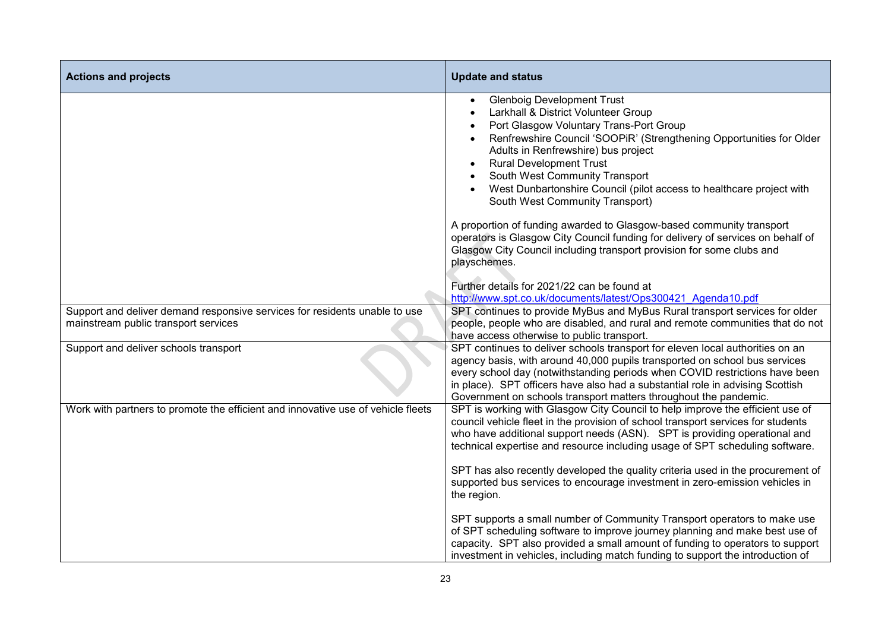| Actions and projects | Update and status |
|---|---|
| | • Glenboig Development Trust<br>• Larkhall & District Volunteer Group<br>• Port Glasgow Voluntary Trans-Port Group<br>• Renfrewshire Council 'SOOPiR' (Strengthening Opportunities for Older Adults in Renfrewshire) bus project<br>• Rural Development Trust<br>• South West Community Transport<br>• West Dunbartonshire Council (pilot access to healthcare project with South West Community Transport)<br><br>A proportion of funding awarded to Glasgow-based community transport operators is Glasgow City Council funding for delivery of services on behalf of Glasgow City Council including transport provision for some clubs and playschemes.<br><br>Further details for 2021/22 can be found at http://www.spt.co.uk/documents/latest/Ops300421_Agenda10.pdf |
| Support and deliver demand responsive services for residents unable to use mainstream public transport services | SPT continues to provide MyBus and MyBus Rural transport services for older people, people who are disabled, and rural and remote communities that do not have access otherwise to public transport. |
| Support and deliver schools transport | SPT continues to deliver schools transport for eleven local authorities on an agency basis, with around 40,000 pupils transported on school bus services every school day (notwithstanding periods when COVID restrictions have been in place). SPT officers have also had a substantial role in advising Scottish Government on schools transport matters throughout the pandemic. |
| Work with partners to promote the efficient and innovative use of vehicle fleets | SPT is working with Glasgow City Council to help improve the efficient use of council vehicle fleet in the provision of school transport services for students who have additional support needs (ASN). SPT is providing operational and technical expertise and resource including usage of SPT scheduling software.<br><br>SPT has also recently developed the quality criteria used in the procurement of supported bus services to encourage investment in zero-emission vehicles in the region.<br><br>SPT supports a small number of Community Transport operators to make use of SPT scheduling software to improve journey planning and make best use of capacity. SPT also provided a small amount of funding to operators to support investment in vehicles, including match funding to support the introduction of |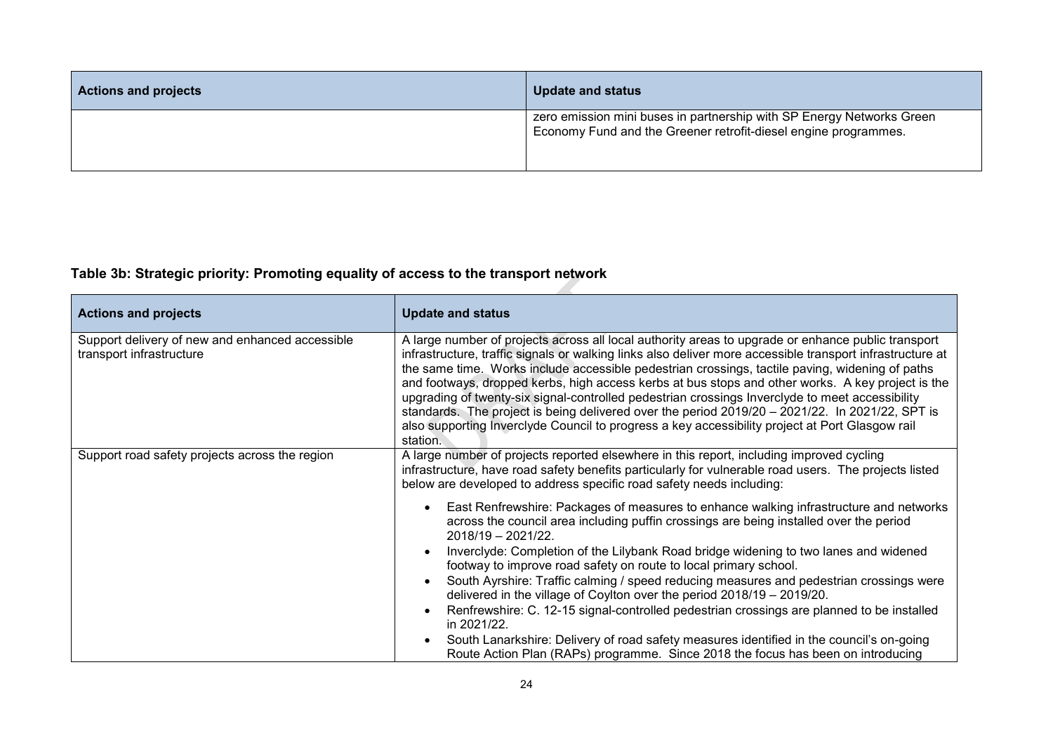| Actions and projects | Update and status |
|---|---|
| | zero emission mini buses in partnership with SP Energy Networks Green Economy Fund and the Greener retrofit-diesel engine programmes. |

### Table 3b: Strategic priority: Promoting equality of access to the transport network

| Actions and projects | Update and status |
|---|---|
| Support delivery of new and enhanced accessible transport infrastructure | A large number of projects across all local authority areas to upgrade or enhance public transport infrastructure, traffic signals or walking links also deliver more accessible transport infrastructure at the same time. Works include accessible pedestrian crossings, tactile paving, widening of paths and footways, dropped kerbs, high access kerbs at bus stops and other works. A key project is the upgrading of twenty-six signal-controlled pedestrian crossings Inverclyde to meet accessibility standards. The project is being delivered over the period 2019/20 – 2021/22. In 2021/22, SPT is also supporting Inverclyde Council to progress a key accessibility project at Port Glasgow rail station. |
| Support road safety projects across the region | A large number of projects reported elsewhere in this report, including improved cycling infrastructure, have road safety benefits particularly for vulnerable road users. The projects listed below are developed to address specific road safety needs including: <br> • East Renfrewshire: Packages of measures to enhance walking infrastructure and networks across the council area including puffin crossings are being installed over the period 2018/19 – 2021/22. <br> • Inverclyde: Completion of the Lilybank Road bridge widening to two lanes and widened footway to improve road safety on route to local primary school. <br> • South Ayrshire: Traffic calming / speed reducing measures and pedestrian crossings were delivered in the village of Coylton over the period 2018/19 – 2019/20. <br> • Renfrewshire: C. 12-15 signal-controlled pedestrian crossings are planned to be installed in 2021/22. <br> • South Lanarkshire: Delivery of road safety measures identified in the council's on-going Route Action Plan (RAPs) programme. Since 2018 the focus has been on introducing |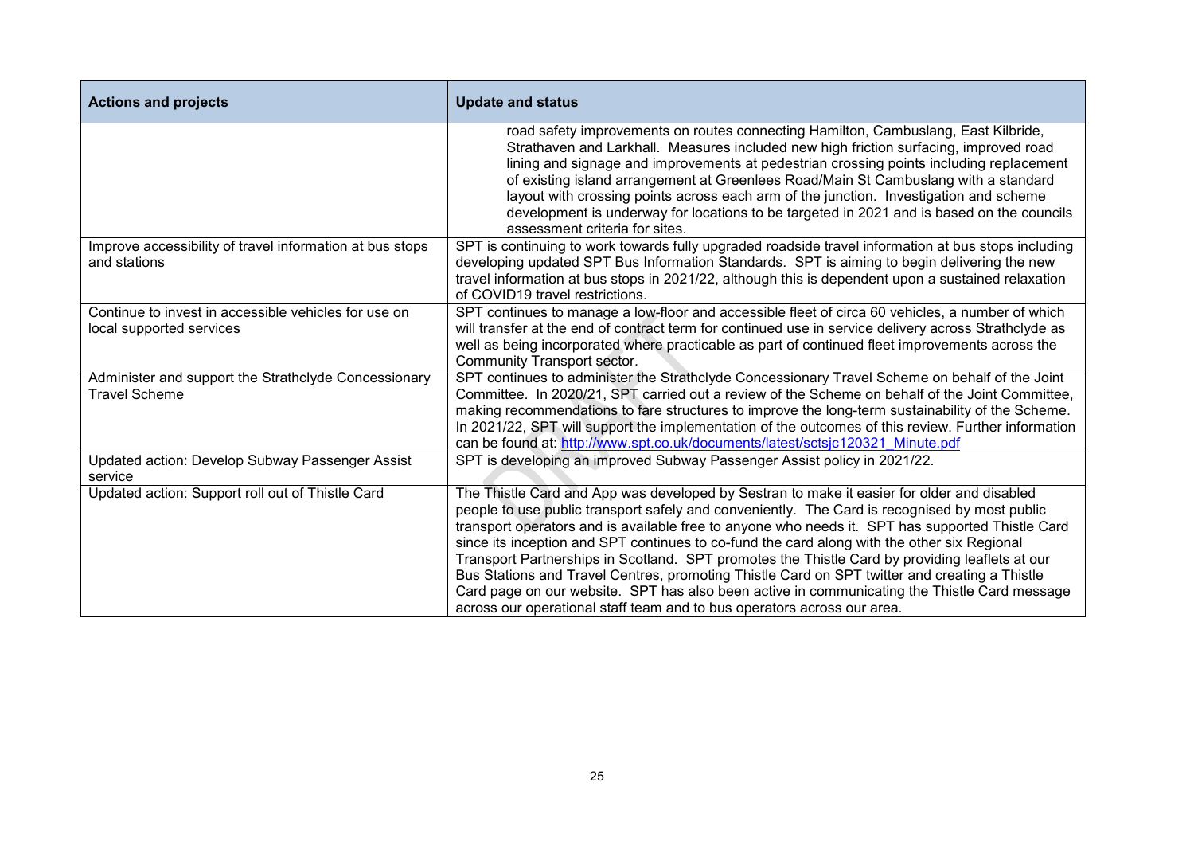| Actions and projects | Update and status |
|---|---|
| | road safety improvements on routes connecting Hamilton, Cambuslang, East Kilbride, Strathaven and Larkhall. Measures included new high friction surfacing, improved road lining and signage and improvements at pedestrian crossing points including replacement of existing island arrangement at Greenlees Road/Main St Cambuslang with a standard layout with crossing points across each arm of the junction. Investigation and scheme development is underway for locations to be targeted in 2021 and is based on the councils assessment criteria for sites. |
| Improve accessibility of travel information at bus stops and stations | SPT is continuing to work towards fully upgraded roadside travel information at bus stops including developing updated SPT Bus Information Standards. SPT is aiming to begin delivering the new travel information at bus stops in 2021/22, although this is dependent upon a sustained relaxation of COVID19 travel restrictions. |
| Continue to invest in accessible vehicles for use on local supported services | SPT continues to manage a low-floor and accessible fleet of circa 60 vehicles, a number of which will transfer at the end of contract term for continued use in service delivery across Strathclyde as well as being incorporated where practicable as part of continued fleet improvements across the Community Transport sector. |
| Administer and support the Strathclyde Concessionary Travel Scheme | SPT continues to administer the Strathclyde Concessionary Travel Scheme on behalf of the Joint Committee. In 2020/21, SPT carried out a review of the Scheme on behalf of the Joint Committee, making recommendations to fare structures to improve the long-term sustainability of the Scheme. In 2021/22, SPT will support the implementation of the outcomes of this review. Further information can be found at: [http://www.spt.co.uk/documents/latest/sctsjc120321_Minute.pdf](http://www.spt.co.uk/documents/latest/sctsjc120321_Minute.pdf) |
| Updated action: Develop Subway Passenger Assist service | SPT is developing an improved Subway Passenger Assist policy in 2021/22. |
| Updated action: Support roll out of Thistle Card | The Thistle Card and App was developed by Sestran to make it easier for older and disabled people to use public transport safely and conveniently. The Card is recognised by most public transport operators and is available free to anyone who needs it. SPT has supported Thistle Card since its inception and SPT continues to co-fund the card along with the other six Regional Transport Partnerships in Scotland. SPT promotes the Thistle Card by providing leaflets at our Bus Stations and Travel Centres, promoting Thistle Card on SPT twitter and creating a Thistle Card page on our website. SPT has also been active in communicating the Thistle Card message across our operational staff team and to bus operators across our area. |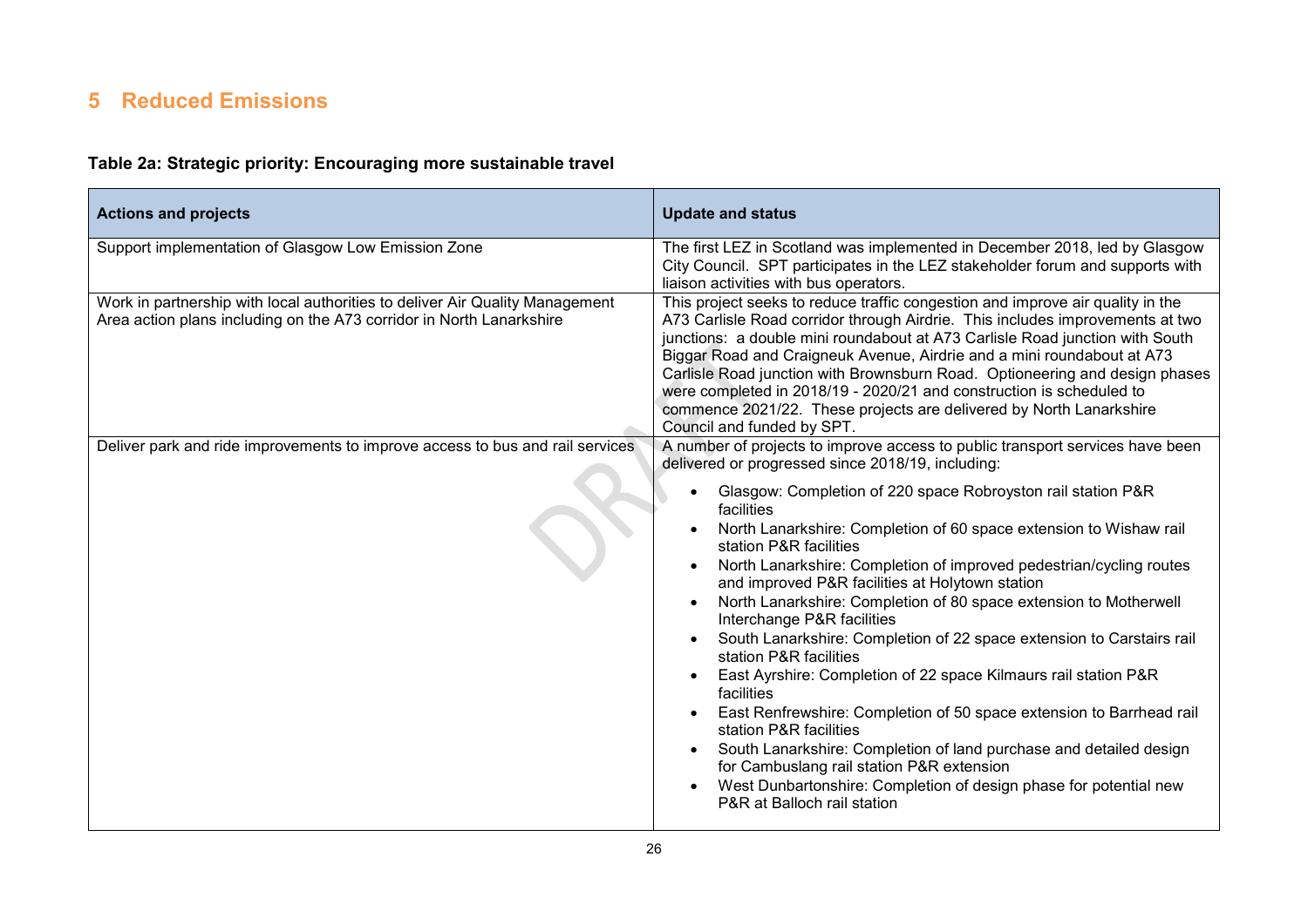# 5 Reduced Emissions

**Table 2a: Strategic priority: Encouraging more sustainable travel**

| Actions and projects | Update and status |
|---|---|
| Support implementation of Glasgow Low Emission Zone | The first LEZ in Scotland was implemented in December 2018, led by Glasgow City Council. SPT participates in the LEZ stakeholder forum and supports with liaison activities with bus operators. |
| Work in partnership with local authorities to deliver Air Quality Management Area action plans including on the A73 corridor in North Lanarkshire | This project seeks to reduce traffic congestion and improve air quality in the A73 Carlisle Road corridor through Airdrie. This includes improvements at two junctions: a double mini roundabout at A73 Carlisle Road junction with South Biggar Road and Craigneuk Avenue, Airdrie and a mini roundabout at A73 Carlisle Road junction with Brownsburn Road. Optioneering and design phases were completed in 2018/19 - 2020/21 and construction is scheduled to commence 2021/22. These projects are delivered by North Lanarkshire Council and funded by SPT. |
| Deliver park and ride improvements to improve access to bus and rail services | A number of projects to improve access to public transport services have been delivered or progressed since 2018/19, including:<br>• Glasgow: Completion of 220 space Robroyston rail station P&R facilities<br>• North Lanarkshire: Completion of 60 space extension to Wishaw rail station P&R facilities<br>• North Lanarkshire: Completion of improved pedestrian/cycling routes and improved P&R facilities at Holytown station<br>• North Lanarkshire: Completion of 80 space extension to Motherwell Interchange P&R facilities<br>• South Lanarkshire: Completion of 22 space extension to Carstairs rail station P&R facilities<br>• East Ayrshire: Completion of 22 space Kilmaurs rail station P&R facilities<br>• East Renfrewshire: Completion of 50 space extension to Barrhead rail station P&R facilities<br>• South Lanarkshire: Completion of land purchase and detailed design for Cambuslang rail station P&R extension<br>• West Dunbartonshire: Completion of design phase for potential new P&R at Balloch rail station |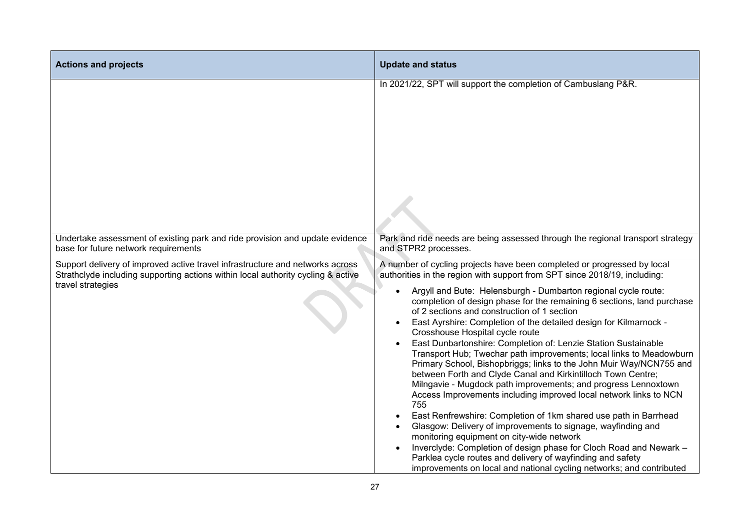| Actions and projects | Update and status |
|---|---|
| | In 2021/22, SPT will support the completion of Cambuslang P&R. |
| Undertake assessment of existing park and ride provision and update evidence base for future network requirements | Park and ride needs are being assessed through the regional transport strategy and STPR2 processes. |
| Support delivery of improved active travel infrastructure and networks across Strathclyde including supporting actions within local authority cycling & active travel strategies | A number of cycling projects have been completed or progressed by local authorities in the region with support from SPT since 2018/19, including:<br>• Argyll and Bute: Helensburgh - Dumbarton regional cycle route: completion of design phase for the remaining 6 sections, land purchase of 2 sections and construction of 1 section<br>• East Ayrshire: Completion of the detailed design for Kilmarnock - Crosshouse Hospital cycle route<br>• East Dunbartonshire: Completion of: Lenzie Station Sustainable Transport Hub; Twechar path improvements; local links to Meadowburn Primary School, Bishopbriggs; links to the John Muir Way/NCN755 and between Forth and Clyde Canal and Kirkintilloch Town Centre; Milngavie - Mugdock path improvements; and progress Lennoxtown Access Improvements including improved local network links to NCN 755<br>• East Renfrewshire: Completion of 1km shared use path in Barrhead<br>• Glasgow: Delivery of improvements to signage, wayfinding and monitoring equipment on city-wide network<br>• Inverclyde: Completion of design phase for Cloch Road and Newark – Parklea cycle routes and delivery of wayfinding and safety improvements on local and national cycling networks; and contributed |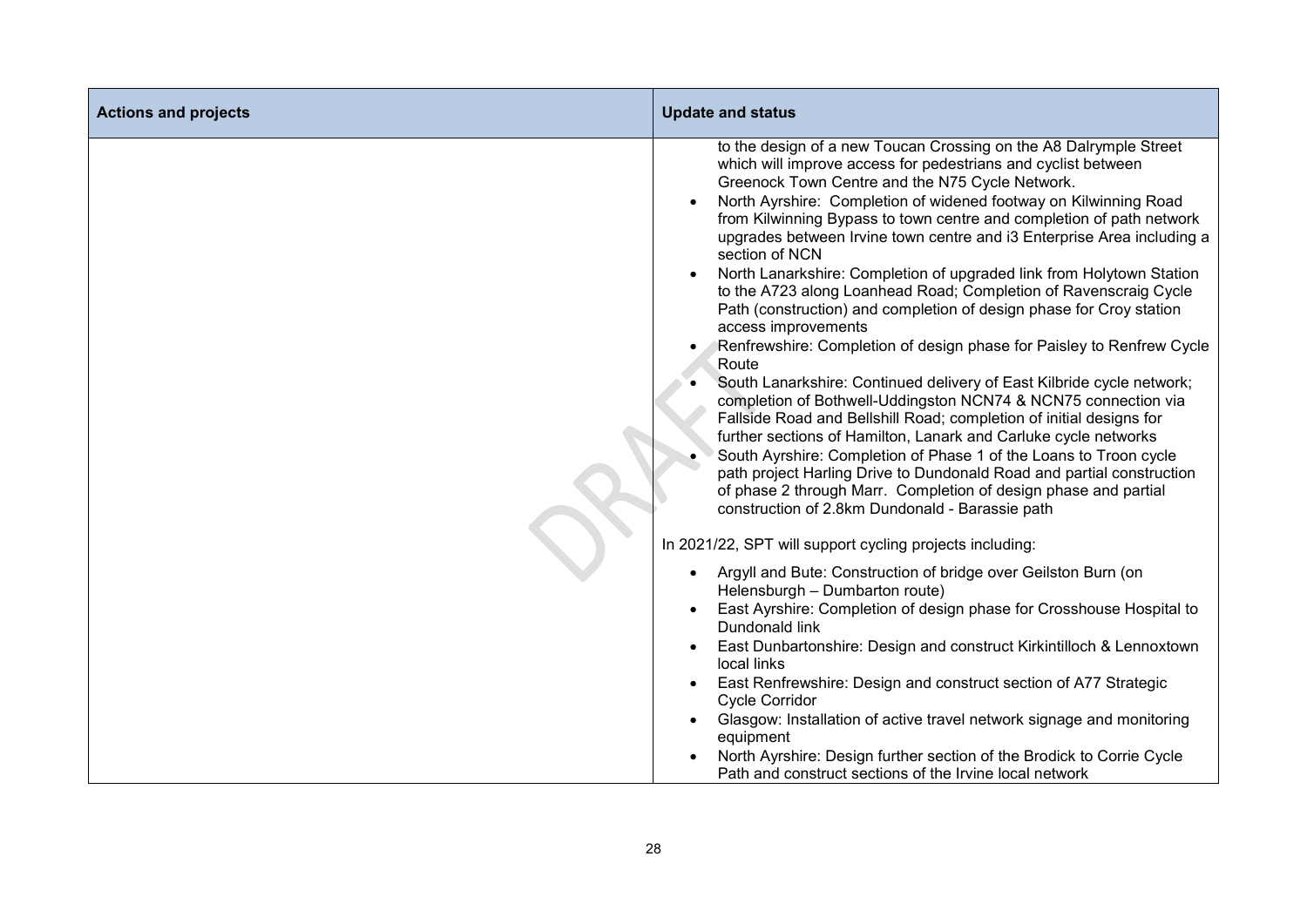| Actions and projects | Update and status |
|---|---|
| | to the design of a new Toucan Crossing on the A8 Dalrymple Street which will improve access for pedestrians and cyclist between Greenock Town Centre and the N75 Cycle Network.<br>• North Ayrshire: Completion of widened footway on Kilwinning Road from Kilwinning Bypass to town centre and completion of path network upgrades between Irvine town centre and i3 Enterprise Area including a section of NCN<br>• North Lanarkshire: Completion of upgraded link from Holytown Station to the A723 along Loanhead Road; Completion of Ravenscraig Cycle Path (construction) and completion of design phase for Croy station access improvements<br>• Renfrewshire: Completion of design phase for Paisley to Renfrew Cycle Route<br>• South Lanarkshire: Continued delivery of East Kilbride cycle network; completion of Bothwell-Uddingston NCN74 & NCN75 connection via Fallside Road and Bellshill Road; completion of initial designs for further sections of Hamilton, Lanark and Carluke cycle networks<br>• South Ayrshire: Completion of Phase 1 of the Loans to Troon cycle path project Harling Drive to Dundonald Road and partial construction of phase 2 through Marr. Completion of design phase and partial construction of 2.8km Dundonald - Barassie path<br><br>In 2021/22, SPT will support cycling projects including:<br><br>• Argyll and Bute: Construction of bridge over Geilston Burn (on Helensburgh – Dumbarton route)<br>• East Ayrshire: Completion of design phase for Crosshouse Hospital to Dundonald link<br>• East Dunbartonshire: Design and construct Kirkintilloch & Lennoxtown local links<br>• East Renfrewshire: Design and construct section of A77 Strategic Cycle Corridor<br>• Glasgow: Installation of active travel network signage and monitoring equipment<br>• North Ayrshire: Design further section of the Brodick to Corrie Cycle Path and construct sections of the Irvine local network |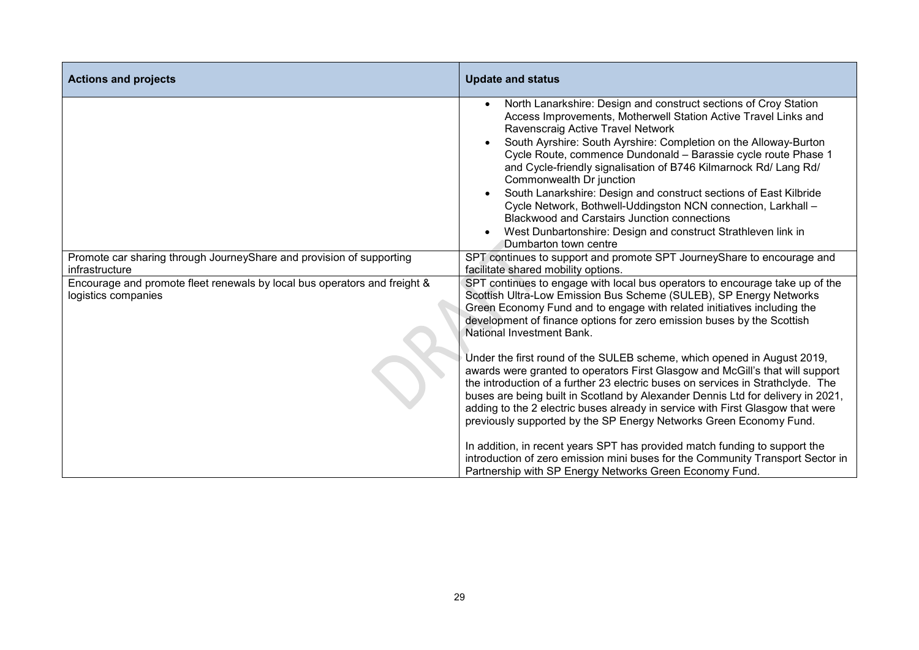| Actions and projects | Update and status |
|---|---|
| | • North Lanarkshire: Design and construct sections of Croy Station Access Improvements, Motherwell Station Active Travel Links and Ravenscraig Active Travel Network<br>• South Ayrshire: South Ayrshire: Completion on the Alloway-Burton Cycle Route, commence Dundonald – Barassie cycle route Phase 1 and Cycle-friendly signalisation of B746 Kilmarnock Rd/ Lang Rd/ Commonwealth Dr junction<br>• South Lanarkshire: Design and construct sections of East Kilbride Cycle Network, Bothwell-Uddingston NCN connection, Larkhall – Blackwood and Carstairs Junction connections<br>• West Dunbartonshire: Design and construct Strathleven link in Dumbarton town centre |
| Promote car sharing through JourneyShare and provision of supporting infrastructure | SPT continues to support and promote SPT JourneyShare to encourage and facilitate shared mobility options. |
| Encourage and promote fleet renewals by local bus operators and freight & logistics companies | SPT continues to engage with local bus operators to encourage take up of the Scottish Ultra-Low Emission Bus Scheme (SULEB), SP Energy Networks Green Economy Fund and to engage with related initiatives including the development of finance options for zero emission buses by the Scottish National Investment Bank.<br><br>Under the first round of the SULEB scheme, which opened in August 2019, awards were granted to operators First Glasgow and McGill's that will support the introduction of a further 23 electric buses on services in Strathclyde. The buses are being built in Scotland by Alexander Dennis Ltd for delivery in 2021, adding to the 2 electric buses already in service with First Glasgow that were previously supported by the SP Energy Networks Green Economy Fund.<br><br>In addition, in recent years SPT has provided match funding to support the introduction of zero emission mini buses for the Community Transport Sector in Partnership with SP Energy Networks Green Economy Fund. |